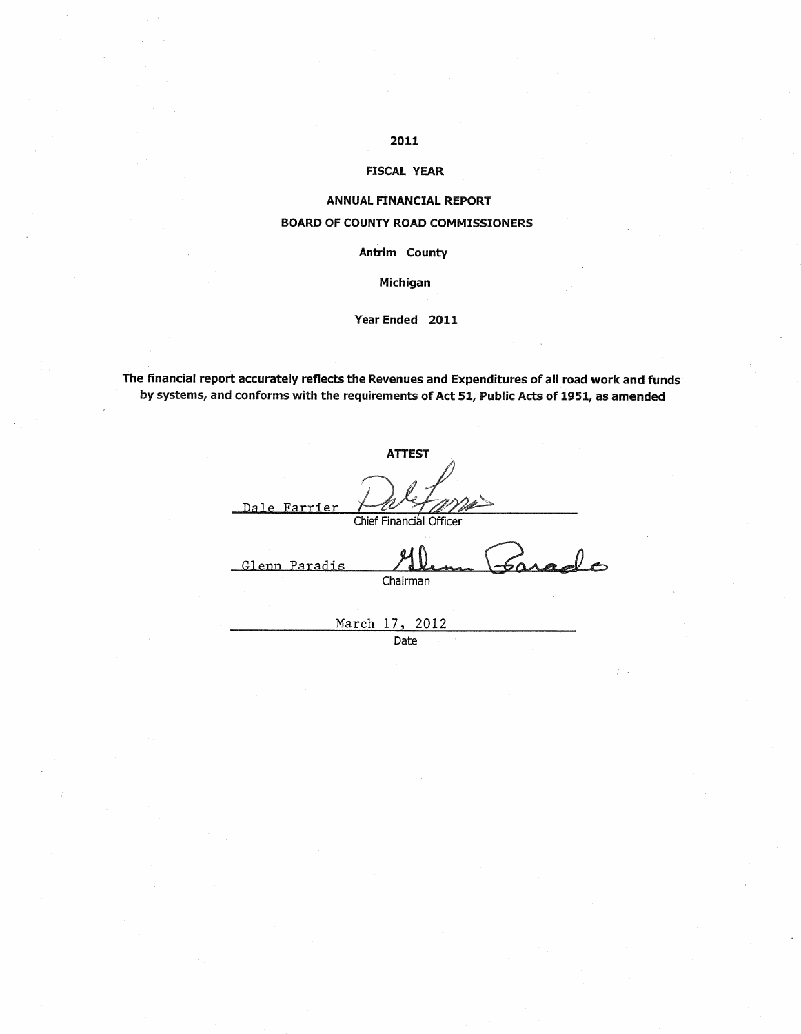**2011**

**FISCAL YEAR**

**ANNUAL FINANCIAL REPORT**

**BOARD OF COUNTY ROAD COMMISSIONERS**

**Antrim County**

**Michigan**

**Year Ended 2011**

**The financial report accurately reflects the Revenues and Expenditures of all road work and funds by systems, and conforms with the requirements of Act 51, Public Acts of 1951, as amended**

**ATTEST**

Dale Farrier
Chief Financial Officer

Glenn Paradis
Chairman

March 17, 2012
Date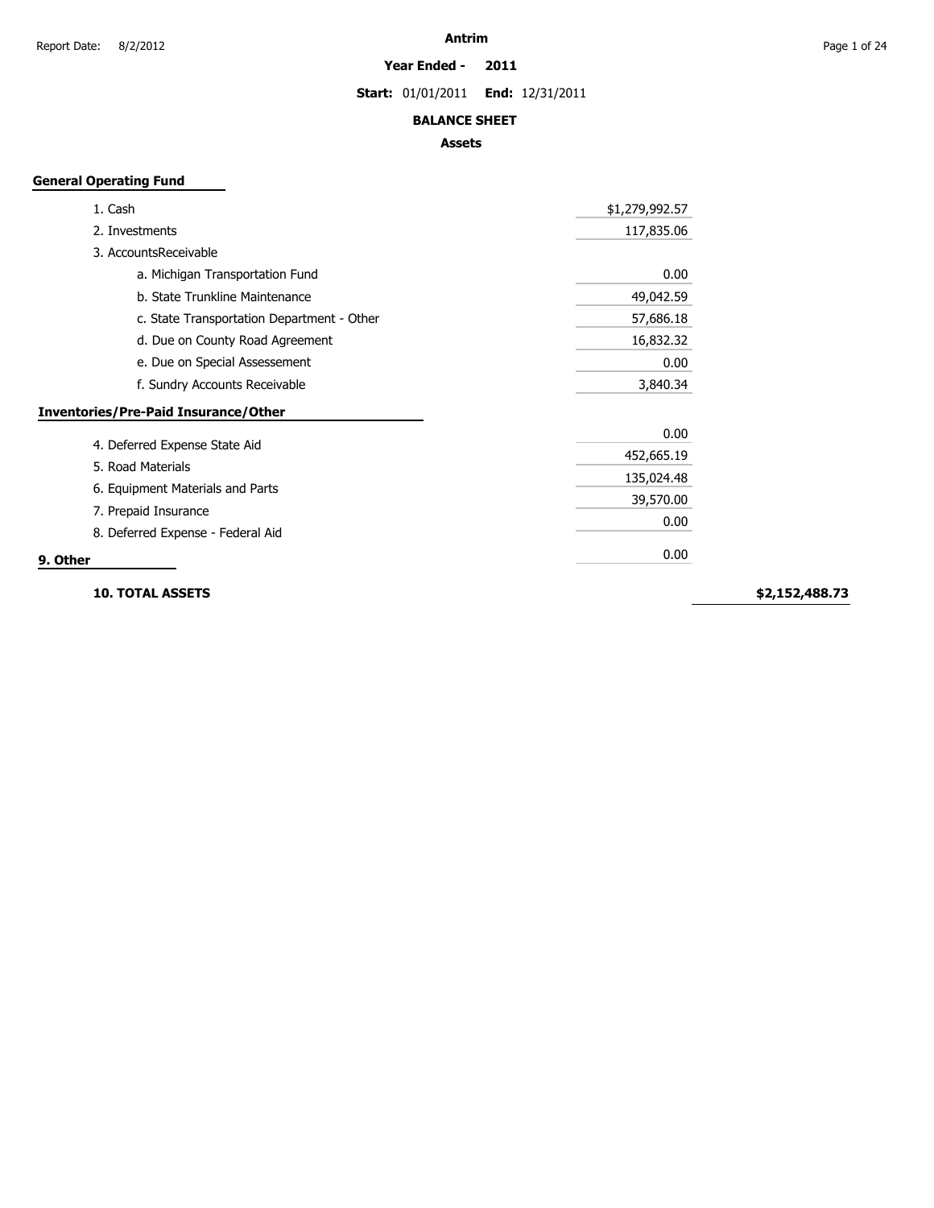Report Date: 8/2/2012

# Antrim

**Year Ended - 2011**

**Start:** 01/01/2011 **End:** 12/31/2011

## BALANCE SHEET

### Assets

**General Operating Fund**

| Item | Amount | Total |
|---|---|---|
| 1. Cash | $1,279,992.57 | |
| 2. Investments | 117,835.06 | |
| 3. AccountsReceivable | | |
| a. Michigan Transportation Fund | 0.00 | |
| b. State Trunkline Maintenance | 49,042.59 | |
| c. State Transportation Department - Other | 57,686.18 | |
| d. Due on County Road Agreement | 16,832.32 | |
| e. Due on Special Assessement | 0.00 | |
| f. Sundry Accounts Receivable | 3,840.34 | |
| **Inventories/Pre-Paid Insurance/Other** | 0.00 | |
| 4. Deferred Expense State Aid | 452,665.19 | |
| 5. Road Materials | 135,024.48 | |
| 6. Equipment Materials and Parts | 39,570.00 | |
| 7. Prepaid Insurance | 0.00 | |
| 8. Deferred Expense - Federal Aid | | |
| **9. Other** | 0.00 | |
| **10. TOTAL ASSETS** | | **$2,152,488.73** |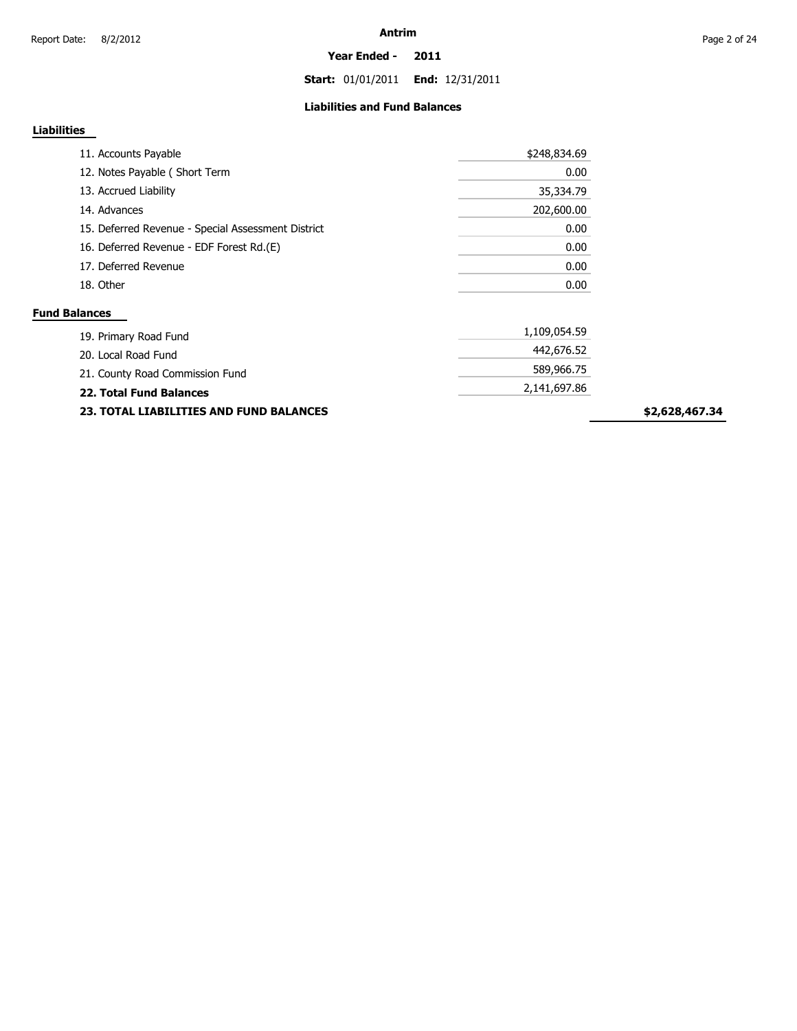**Antrim**

**Year Ended - 2011**

**Start:** 01/01/2011 **End:** 12/31/2011

## Liabilities and Fund Balances

### Liabilities

| Item | Amount | Total |
|---|---|---|
| 11. Accounts Payable | $248,834.69 | |
| 12. Notes Payable ( Short Term | 0.00 | |
| 13. Accrued Liability | 35,334.79 | |
| 14. Advances | 202,600.00 | |
| 15. Deferred Revenue - Special Assessment District | 0.00 | |
| 16. Deferred Revenue - EDF Forest Rd.(E) | 0.00 | |
| 17. Deferred Revenue | 0.00 | |
| 18. Other | 0.00 | |

### Fund Balances

| Item | Amount | Total |
|---|---|---|
| 19. Primary Road Fund | 1,109,054.59 | |
| 20. Local Road Fund | 442,676.52 | |
| 21. County Road Commission Fund | 589,966.75 | |
| **22. Total Fund Balances** | 2,141,697.86 | |
| **23. TOTAL LIABILITIES AND FUND BALANCES** | | **$2,628,467.34** |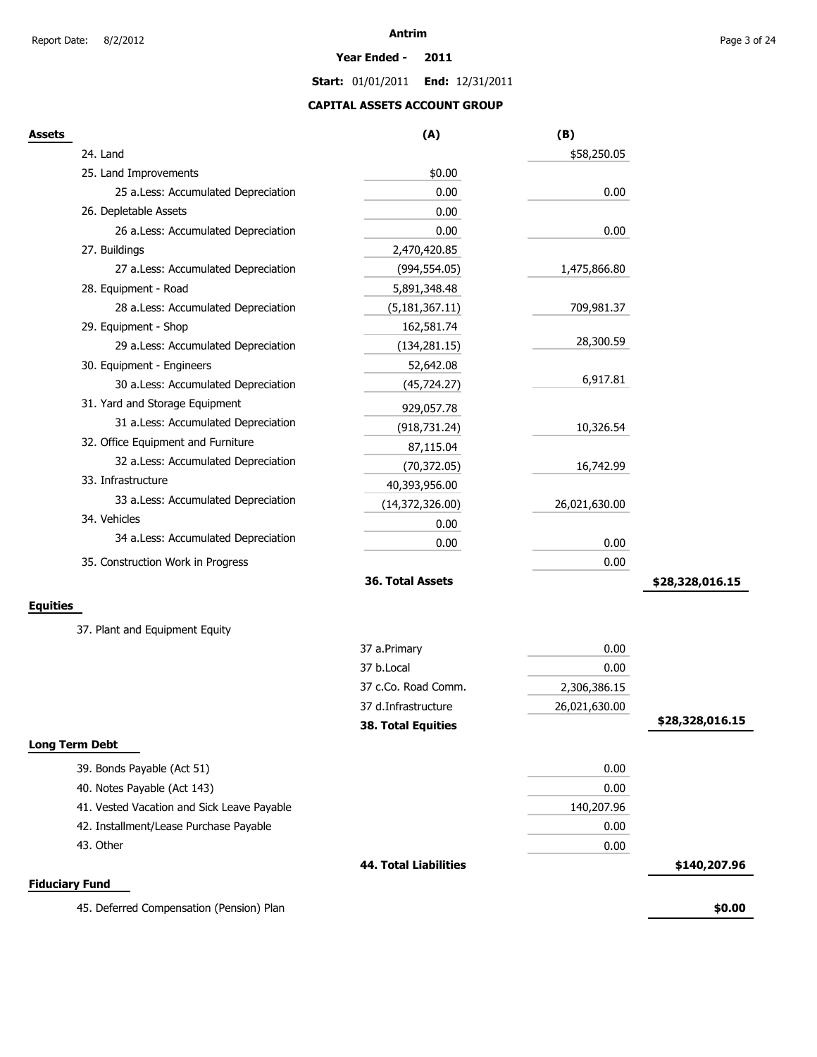**Antrim**

**Year Ended - 2011**

**Start:** 01/01/2011 **End:** 12/31/2011

## CAPITAL ASSETS ACCOUNT GROUP

| **Assets** | **(A)** | **(B)** | |
|---|---|---|---|
| 24. Land | | $58,250.05 | |
| 25. Land Improvements | $0.00 | | |
| 25 a.Less: Accumulated Depreciation | 0.00 | 0.00 | |
| 26. Depletable Assets | 0.00 | | |
| 26 a.Less: Accumulated Depreciation | 0.00 | 0.00 | |
| 27. Buildings | 2,470,420.85 | | |
| 27 a.Less: Accumulated Depreciation | (994,554.05) | 1,475,866.80 | |
| 28. Equipment - Road | 5,891,348.48 | | |
| 28 a.Less: Accumulated Depreciation | (5,181,367.11) | 709,981.37 | |
| 29. Equipment - Shop | 162,581.74 | | |
| 29 a.Less: Accumulated Depreciation | (134,281.15) | 28,300.59 | |
| 30. Equipment - Engineers | 52,642.08 | | |
| 30 a.Less: Accumulated Depreciation | (45,724.27) | 6,917.81 | |
| 31. Yard and Storage Equipment | 929,057.78 | | |
| 31 a.Less: Accumulated Depreciation | (918,731.24) | 10,326.54 | |
| 32. Office Equipment and Furniture | 87,115.04 | | |
| 32 a.Less: Accumulated Depreciation | (70,372.05) | 16,742.99 | |
| 33. Infrastructure | 40,393,956.00 | | |
| 33 a.Less: Accumulated Depreciation | (14,372,326.00) | 26,021,630.00 | |
| 34. Vehicles | 0.00 | | |
| 34 a.Less: Accumulated Depreciation | 0.00 | 0.00 | |
| 35. Construction Work in Progress | | 0.00 | |
| | **36. Total Assets** | | **$28,328,016.15** |

| **Equities** | | | |
|---|---|---|---|
| 37. Plant and Equipment Equity | | | |
| | 37 a.Primary | 0.00 | |
| | 37 b.Local | 0.00 | |
| | 37 c.Co. Road Comm. | 2,306,386.15 | |
| | 37 d.Infrastructure | 26,021,630.00 | |
| | **38. Total Equities** | | **$28,328,016.15** |

| **Long Term Debt** | | | |
|---|---|---|---|
| 39. Bonds Payable (Act 51) | | 0.00 | |
| 40. Notes Payable (Act 143) | | 0.00 | |
| 41. Vested Vacation and Sick Leave Payable | | 140,207.96 | |
| 42. Installment/Lease Purchase Payable | | 0.00 | |
| 43. Other | | 0.00 | |
| | **44. Total Liabilities** | | **$140,207.96** |

| **Fiduciary Fund** | | | |
|---|---|---|---|
| 45. Deferred Compensation (Pension) Plan | | | **$0.00** |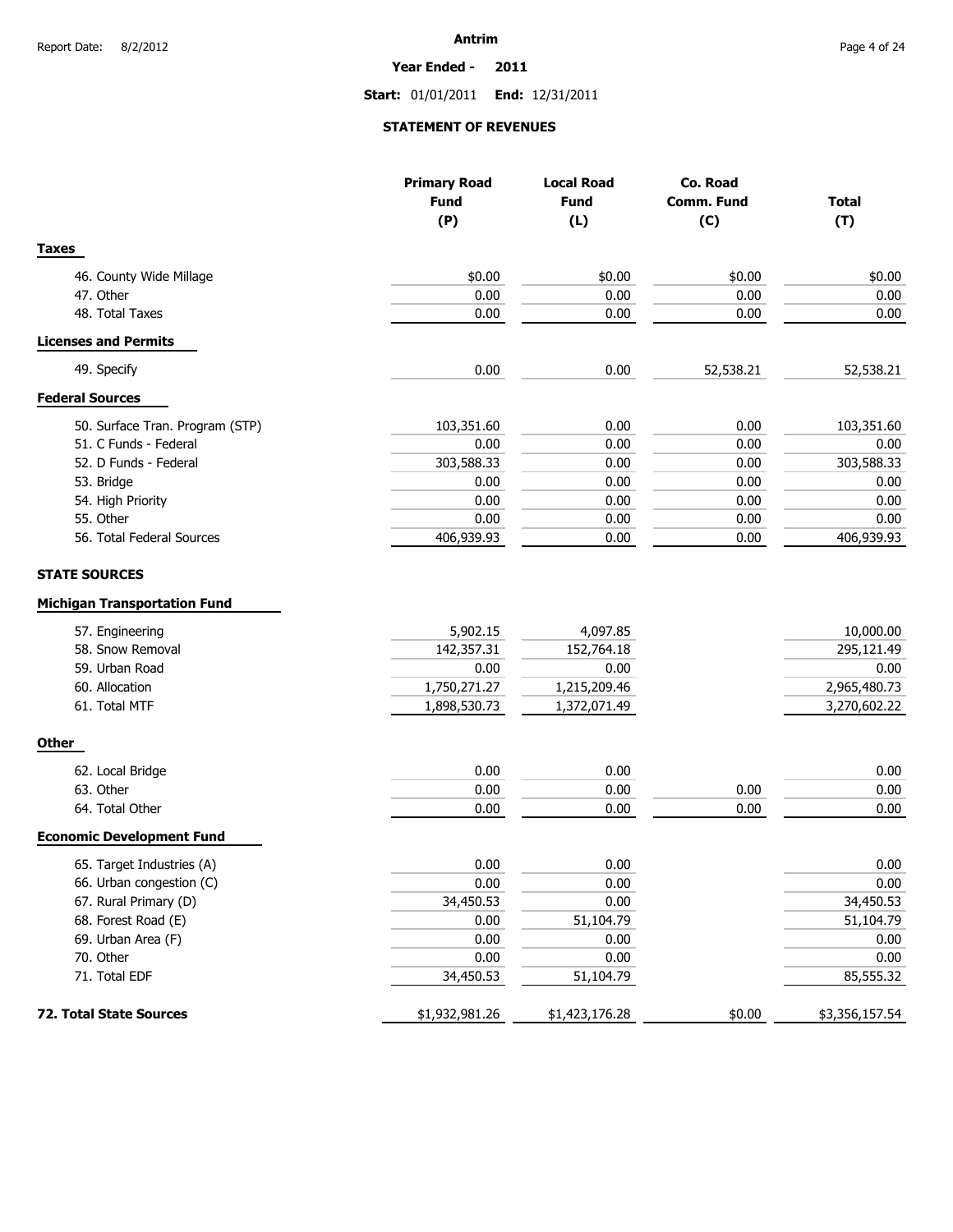Antrim

**Year Ended - 2011**

**Start:** 01/01/2011 **End:** 12/31/2011

## STATEMENT OF REVENUES

| | Primary Road Fund (P) | Local Road Fund (L) | Co. Road Comm. Fund (C) | Total (T) |
|---|---|---|---|---|
| **Taxes** | | | | |
| 46. County Wide Millage | $0.00 | $0.00 | $0.00 | $0.00 |
| 47. Other | 0.00 | 0.00 | 0.00 | 0.00 |
| 48. Total Taxes | 0.00 | 0.00 | 0.00 | 0.00 |
| **Licenses and Permits** | | | | |
| 49. Specify | 0.00 | 0.00 | 52,538.21 | 52,538.21 |
| **Federal Sources** | | | | |
| 50. Surface Tran. Program (STP) | 103,351.60 | 0.00 | 0.00 | 103,351.60 |
| 51. C Funds - Federal | 0.00 | 0.00 | 0.00 | 0.00 |
| 52. D Funds - Federal | 303,588.33 | 0.00 | 0.00 | 303,588.33 |
| 53. Bridge | 0.00 | 0.00 | 0.00 | 0.00 |
| 54. High Priority | 0.00 | 0.00 | 0.00 | 0.00 |
| 55. Other | 0.00 | 0.00 | 0.00 | 0.00 |
| 56. Total Federal Sources | 406,939.93 | 0.00 | 0.00 | 406,939.93 |
| **STATE SOURCES** | | | | |
| **Michigan Transportation Fund** | | | | |
| 57. Engineering | 5,902.15 | 4,097.85 | | 10,000.00 |
| 58. Snow Removal | 142,357.31 | 152,764.18 | | 295,121.49 |
| 59. Urban Road | 0.00 | 0.00 | | 0.00 |
| 60. Allocation | 1,750,271.27 | 1,215,209.46 | | 2,965,480.73 |
| 61. Total MTF | 1,898,530.73 | 1,372,071.49 | | 3,270,602.22 |
| **Other** | | | | |
| 62. Local Bridge | 0.00 | 0.00 | | 0.00 |
| 63. Other | 0.00 | 0.00 | 0.00 | 0.00 |
| 64. Total Other | 0.00 | 0.00 | 0.00 | 0.00 |
| **Economic Development Fund** | | | | |
| 65. Target Industries (A) | 0.00 | 0.00 | | 0.00 |
| 66. Urban congestion (C) | 0.00 | 0.00 | | 0.00 |
| 67. Rural Primary (D) | 34,450.53 | 0.00 | | 34,450.53 |
| 68. Forest Road (E) | 0.00 | 51,104.79 | | 51,104.79 |
| 69. Urban Area (F) | 0.00 | 0.00 | | 0.00 |
| 70. Other | 0.00 | 0.00 | | 0.00 |
| 71. Total EDF | 34,450.53 | 51,104.79 | | 85,555.32 |
| **72. Total State Sources** | $1,932,981.26 | $1,423,176.28 | $0.00 | $3,356,157.54 |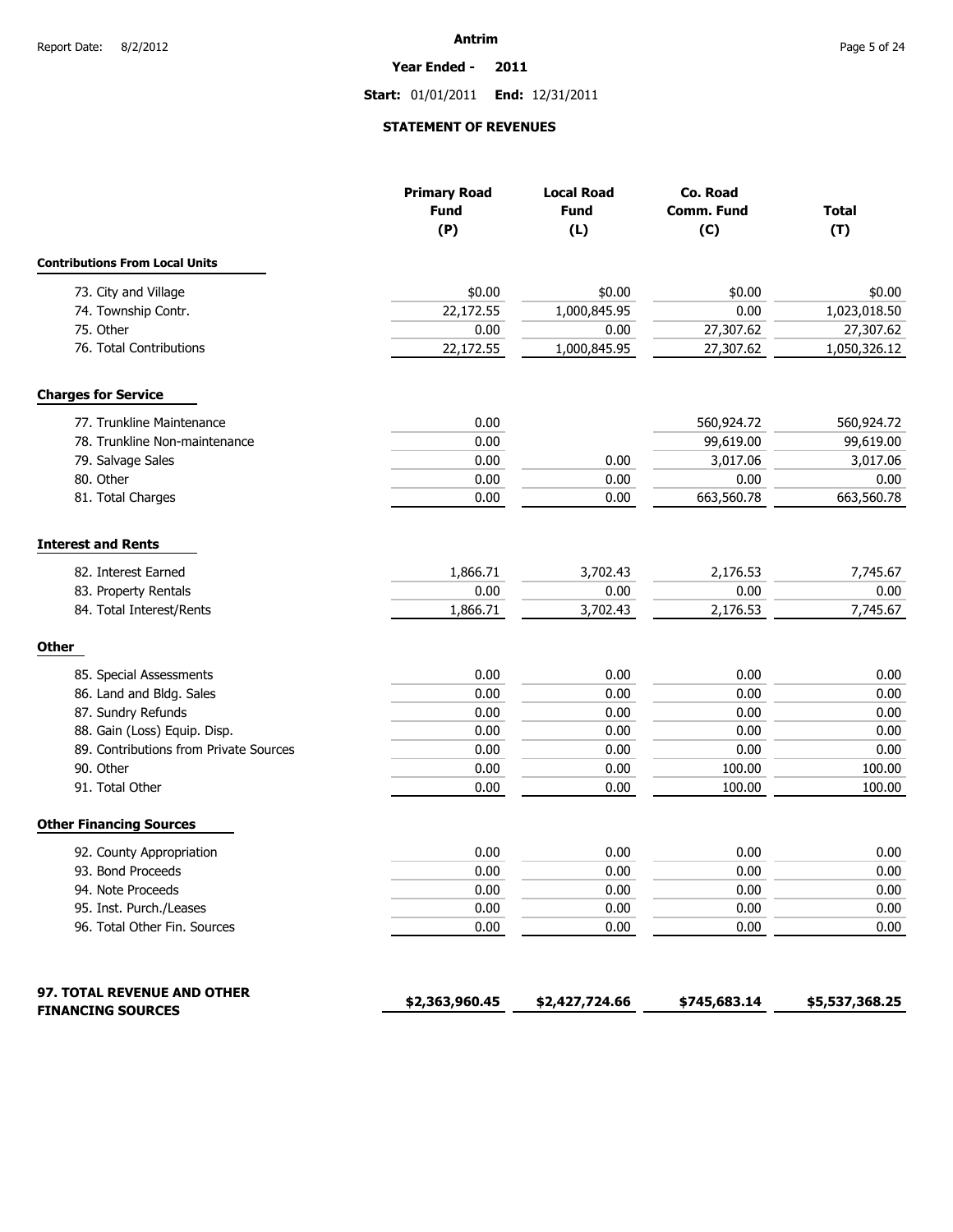**Antrim**

**Year Ended - 2011**

**Start:** 01/01/2011 **End:** 12/31/2011

## STATEMENT OF REVENUES

| | Primary Road Fund (P) | Local Road Fund (L) | Co. Road Comm. Fund (C) | Total (T) |
|---|---|---|---|---|
| **Contributions From Local Units** | | | | |
| 73. City and Village | $0.00 | $0.00 | $0.00 | $0.00 |
| 74. Township Contr. | 22,172.55 | 1,000,845.95 | 0.00 | 1,023,018.50 |
| 75. Other | 0.00 | 0.00 | 27,307.62 | 27,307.62 |
| 76. Total Contributions | 22,172.55 | 1,000,845.95 | 27,307.62 | 1,050,326.12 |
| **Charges for Service** | | | | |
| 77. Trunkline Maintenance | 0.00 | | 560,924.72 | 560,924.72 |
| 78. Trunkline Non-maintenance | 0.00 | | 99,619.00 | 99,619.00 |
| 79. Salvage Sales | 0.00 | 0.00 | 3,017.06 | 3,017.06 |
| 80. Other | 0.00 | 0.00 | 0.00 | 0.00 |
| 81. Total Charges | 0.00 | 0.00 | 663,560.78 | 663,560.78 |
| **Interest and Rents** | | | | |
| 82. Interest Earned | 1,866.71 | 3,702.43 | 2,176.53 | 7,745.67 |
| 83. Property Rentals | 0.00 | 0.00 | 0.00 | 0.00 |
| 84. Total Interest/Rents | 1,866.71 | 3,702.43 | 2,176.53 | 7,745.67 |
| **Other** | | | | |
| 85. Special Assessments | 0.00 | 0.00 | 0.00 | 0.00 |
| 86. Land and Bldg. Sales | 0.00 | 0.00 | 0.00 | 0.00 |
| 87. Sundry Refunds | 0.00 | 0.00 | 0.00 | 0.00 |
| 88. Gain (Loss) Equip. Disp. | 0.00 | 0.00 | 0.00 | 0.00 |
| 89. Contributions from Private Sources | 0.00 | 0.00 | 0.00 | 0.00 |
| 90. Other | 0.00 | 0.00 | 100.00 | 100.00 |
| 91. Total Other | 0.00 | 0.00 | 100.00 | 100.00 |
| **Other Financing Sources** | | | | |
| 92. County Appropriation | 0.00 | 0.00 | 0.00 | 0.00 |
| 93. Bond Proceeds | 0.00 | 0.00 | 0.00 | 0.00 |
| 94. Note Proceeds | 0.00 | 0.00 | 0.00 | 0.00 |
| 95. Inst. Purch./Leases | 0.00 | 0.00 | 0.00 | 0.00 |
| 96. Total Other Fin. Sources | 0.00 | 0.00 | 0.00 | 0.00 |
| **97. TOTAL REVENUE AND OTHER FINANCING SOURCES** | **$2,363,960.45** | **$2,427,724.66** | **$745,683.14** | **$5,537,368.25** |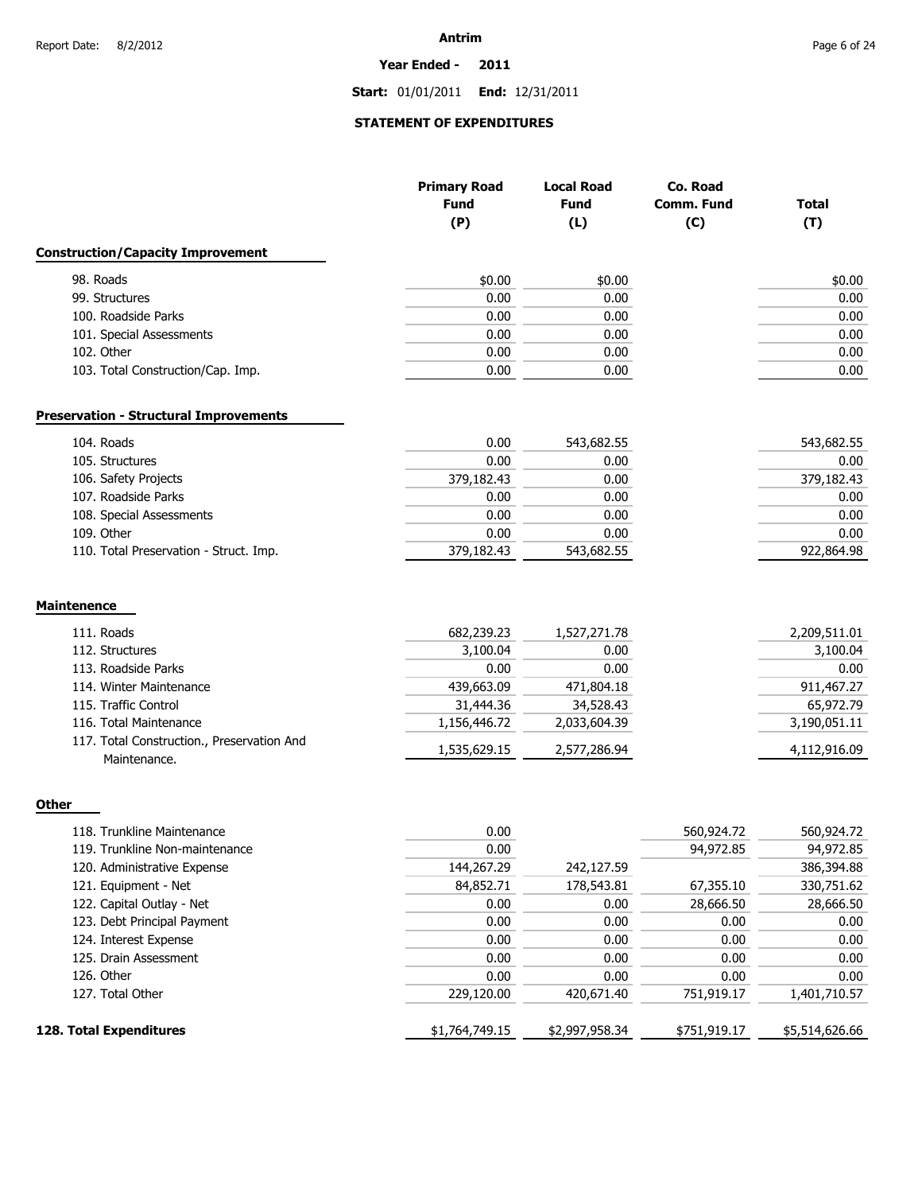Report Date: 8/2/2012

**Antrim**

**Year Ended - 2011**

**Start:** 01/01/2011 **End:** 12/31/2011

## STATEMENT OF EXPENDITURES

| | Primary Road Fund (P) | Local Road Fund (L) | Co. Road Comm. Fund (C) | Total (T) |
|---|---|---|---|---|
| **Construction/Capacity Improvement** | | | | |
| 98. Roads | $0.00 | $0.00 | | $0.00 |
| 99. Structures | 0.00 | 0.00 | | 0.00 |
| 100. Roadside Parks | 0.00 | 0.00 | | 0.00 |
| 101. Special Assessments | 0.00 | 0.00 | | 0.00 |
| 102. Other | 0.00 | 0.00 | | 0.00 |
| 103. Total Construction/Cap. Imp. | 0.00 | 0.00 | | 0.00 |
| **Preservation - Structural Improvements** | | | | |
| 104. Roads | 0.00 | 543,682.55 | | 543,682.55 |
| 105. Structures | 0.00 | 0.00 | | 0.00 |
| 106. Safety Projects | 379,182.43 | 0.00 | | 379,182.43 |
| 107. Roadside Parks | 0.00 | 0.00 | | 0.00 |
| 108. Special Assessments | 0.00 | 0.00 | | 0.00 |
| 109. Other | 0.00 | 0.00 | | 0.00 |
| 110. Total Preservation - Struct. Imp. | 379,182.43 | 543,682.55 | | 922,864.98 |
| **Maintenence** | | | | |
| 111. Roads | 682,239.23 | 1,527,271.78 | | 2,209,511.01 |
| 112. Structures | 3,100.04 | 0.00 | | 3,100.04 |
| 113. Roadside Parks | 0.00 | 0.00 | | 0.00 |
| 114. Winter Maintenance | 439,663.09 | 471,804.18 | | 911,467.27 |
| 115. Traffic Control | 31,444.36 | 34,528.43 | | 65,972.79 |
| 116. Total Maintenance | 1,156,446.72 | 2,033,604.39 | | 3,190,051.11 |
| 117. Total Construction., Preservation And Maintenance. | 1,535,629.15 | 2,577,286.94 | | 4,112,916.09 |
| **Other** | | | | |
| 118. Trunkline Maintenance | 0.00 | | 560,924.72 | 560,924.72 |
| 119. Trunkline Non-maintenance | 0.00 | | 94,972.85 | 94,972.85 |
| 120. Administrative Expense | 144,267.29 | 242,127.59 | | 386,394.88 |
| 121. Equipment - Net | 84,852.71 | 178,543.81 | 67,355.10 | 330,751.62 |
| 122. Capital Outlay - Net | 0.00 | 0.00 | 28,666.50 | 28,666.50 |
| 123. Debt Principal Payment | 0.00 | 0.00 | 0.00 | 0.00 |
| 124. Interest Expense | 0.00 | 0.00 | 0.00 | 0.00 |
| 125. Drain Assessment | 0.00 | 0.00 | 0.00 | 0.00 |
| 126. Other | 0.00 | 0.00 | 0.00 | 0.00 |
| 127. Total Other | 229,120.00 | 420,671.40 | 751,919.17 | 1,401,710.57 |
| **128. Total Expenditures** | $1,764,749.15 | $2,997,958.34 | $751,919.17 | $5,514,626.66 |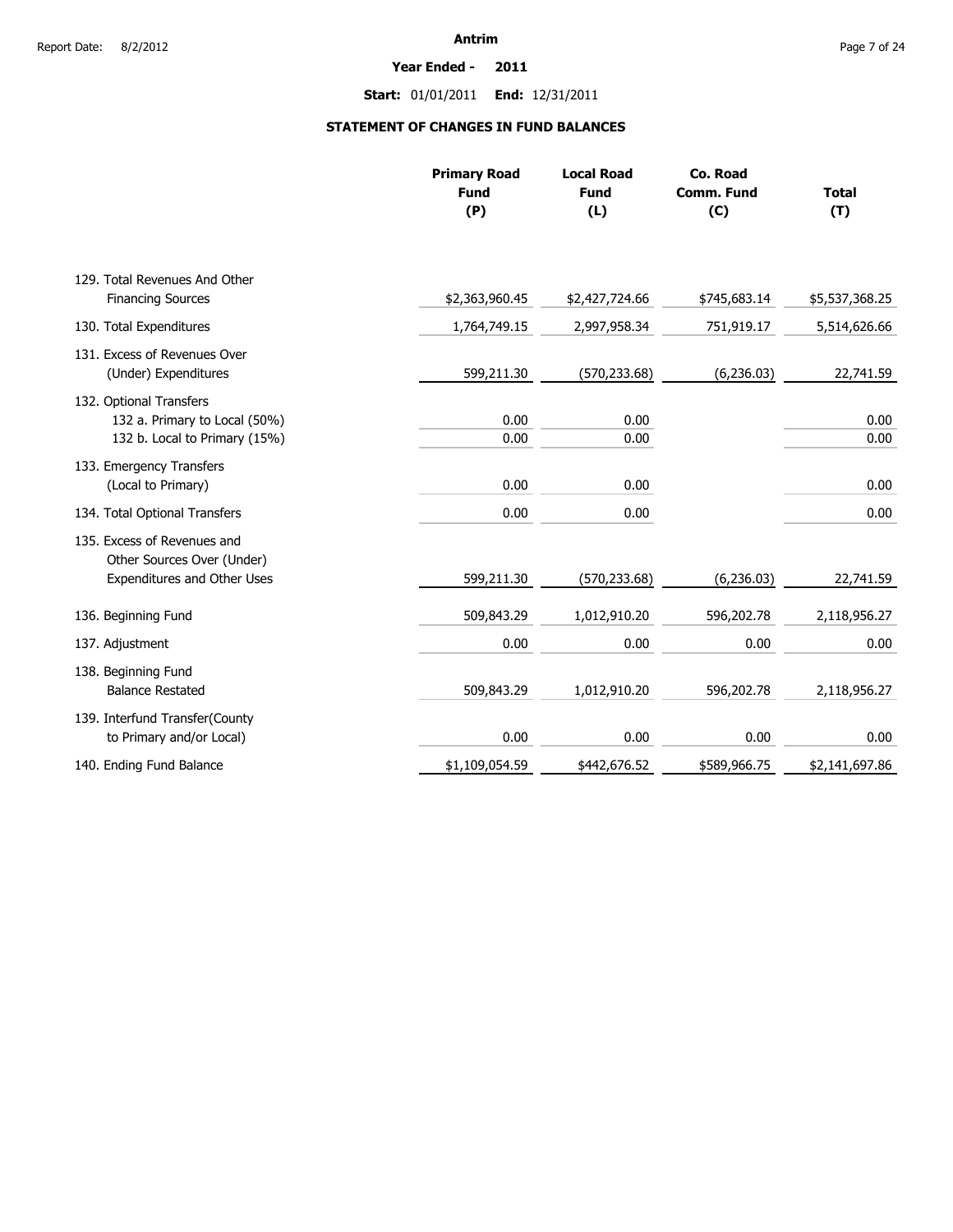# Antrim

## Year Ended - 2011

**Start:** 01/01/2011 **End:** 12/31/2011

### STATEMENT OF CHANGES IN FUND BALANCES

| | Primary Road Fund (P) | Local Road Fund (L) | Co. Road Comm. Fund (C) | Total (T) |
|---|---|---|---|---|
| 129. Total Revenues And Other Financing Sources | $2,363,960.45 | $2,427,724.66 | $745,683.14 | $5,537,368.25 |
| 130. Total Expenditures | 1,764,749.15 | 2,997,958.34 | 751,919.17 | 5,514,626.66 |
| 131. Excess of Revenues Over (Under) Expenditures | 599,211.30 | (570,233.68) | (6,236.03) | 22,741.59 |
| 132. Optional Transfers | | | | |
| 132 a. Primary to Local (50%) | 0.00 | 0.00 | | 0.00 |
| 132 b. Local to Primary (15%) | 0.00 | 0.00 | | 0.00 |
| 133. Emergency Transfers (Local to Primary) | 0.00 | 0.00 | | 0.00 |
| 134. Total Optional Transfers | 0.00 | 0.00 | | 0.00 |
| 135. Excess of Revenues and Other Sources Over (Under) Expenditures and Other Uses | 599,211.30 | (570,233.68) | (6,236.03) | 22,741.59 |
| 136. Beginning Fund | 509,843.29 | 1,012,910.20 | 596,202.78 | 2,118,956.27 |
| 137. Adjustment | 0.00 | 0.00 | 0.00 | 0.00 |
| 138. Beginning Fund Balance Restated | 509,843.29 | 1,012,910.20 | 596,202.78 | 2,118,956.27 |
| 139. Interfund Transfer(County to Primary and/or Local) | 0.00 | 0.00 | 0.00 | 0.00 |
| 140. Ending Fund Balance | $1,109,054.59 | $442,676.52 | $589,966.75 | $2,141,697.86 |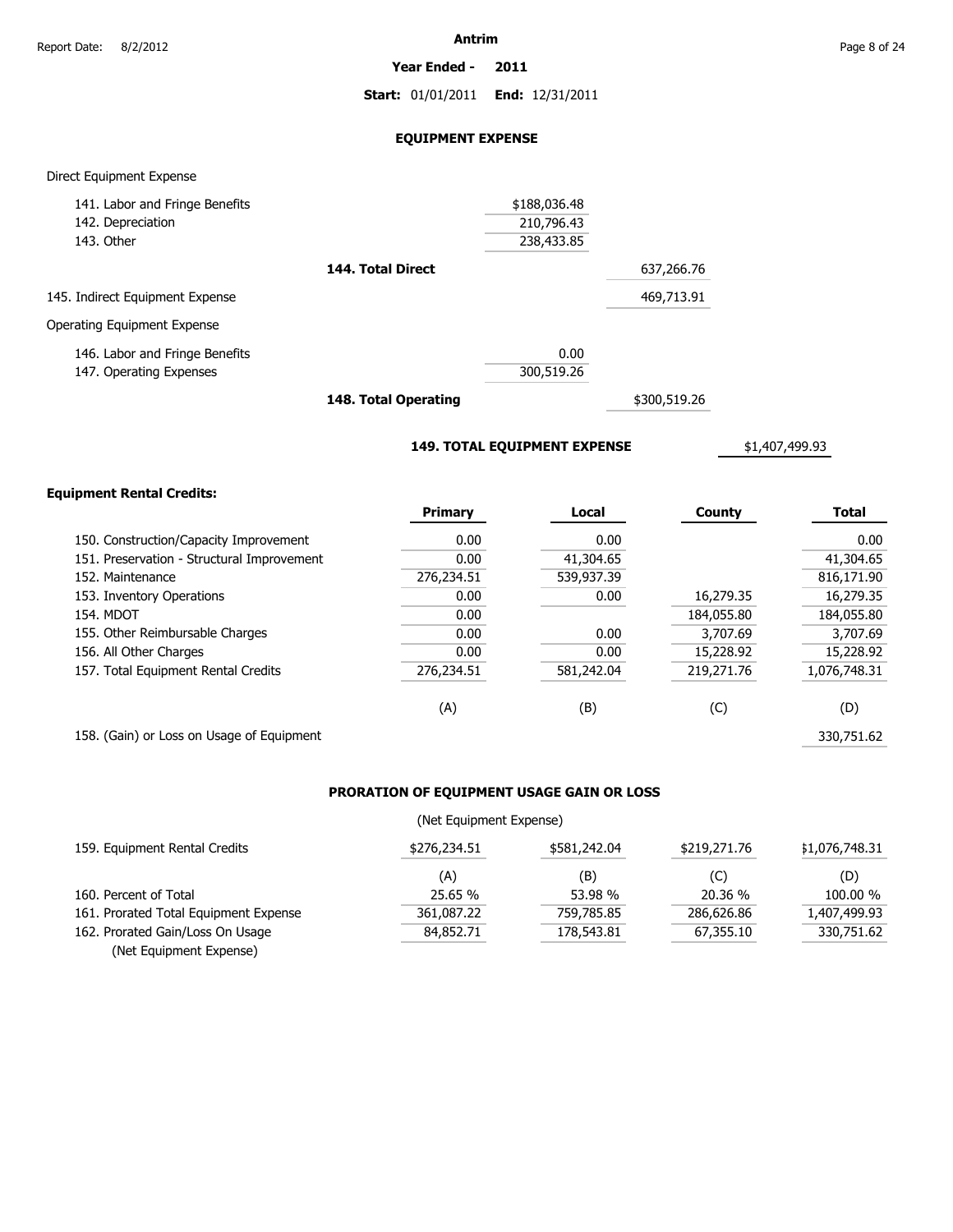Antrim

**Year Ended - 2011**

**Start:** 01/01/2011 **End:** 12/31/2011

## EQUIPMENT EXPENSE

Direct Equipment Expense

| | | | |
|---|---|---|---|
| 141. Labor and Fringe Benefits | | $188,036.48 | |
| 142. Depreciation | | 210,796.43 | |
| 143. Other | | 238,433.85 | |
| | **144. Total Direct** | | 637,266.76 |
| 145. Indirect Equipment Expense | | | 469,713.91 |

Operating Equipment Expense

| | | | |
|---|---|---|---|
| 146. Labor and Fringe Benefits | | 0.00 | |
| 147. Operating Expenses | | 300,519.26 | |
| | **148. Total Operating** | | $300,519.26 |

**149. TOTAL EQUIPMENT EXPENSE** $1,407,499.93

**Equipment Rental Credits:**

| | **Primary** | **Local** | **County** | **Total** |
|---|---|---|---|---|
| 150. Construction/Capacity Improvement | 0.00 | 0.00 | | 0.00 |
| 151. Preservation - Structural Improvement | 0.00 | 41,304.65 | | 41,304.65 |
| 152. Maintenance | 276,234.51 | 539,937.39 | | 816,171.90 |
| 153. Inventory Operations | 0.00 | 0.00 | 16,279.35 | 16,279.35 |
| 154. MDOT | 0.00 | | 184,055.80 | 184,055.80 |
| 155. Other Reimbursable Charges | 0.00 | 0.00 | 3,707.69 | 3,707.69 |
| 156. All Other Charges | 0.00 | 0.00 | 15,228.92 | 15,228.92 |
| 157. Total Equipment Rental Credits | 276,234.51 | 581,242.04 | 219,271.76 | 1,076,748.31 |
| | (A) | (B) | (C) | (D) |
| 158. (Gain) or Loss on Usage of Equipment | | | | 330,751.62 |

## PRORATION OF EQUIPMENT USAGE GAIN OR LOSS

(Net Equipment Expense)

| | | | | |
|---|---|---|---|---|
| 159. Equipment Rental Credits | $276,234.51 | $581,242.04 | $219,271.76 | $1,076,748.31 |
| | (A) | (B) | (C) | (D) |
| 160. Percent of Total | 25.65 % | 53.98 % | 20.36 % | 100.00 % |
| 161. Prorated Total Equipment Expense | 361,087.22 | 759,785.85 | 286,626.86 | 1,407,499.93 |
| 162. Prorated Gain/Loss On Usage (Net Equipment Expense) | 84,852.71 | 178,543.81 | 67,355.10 | 330,751.62 |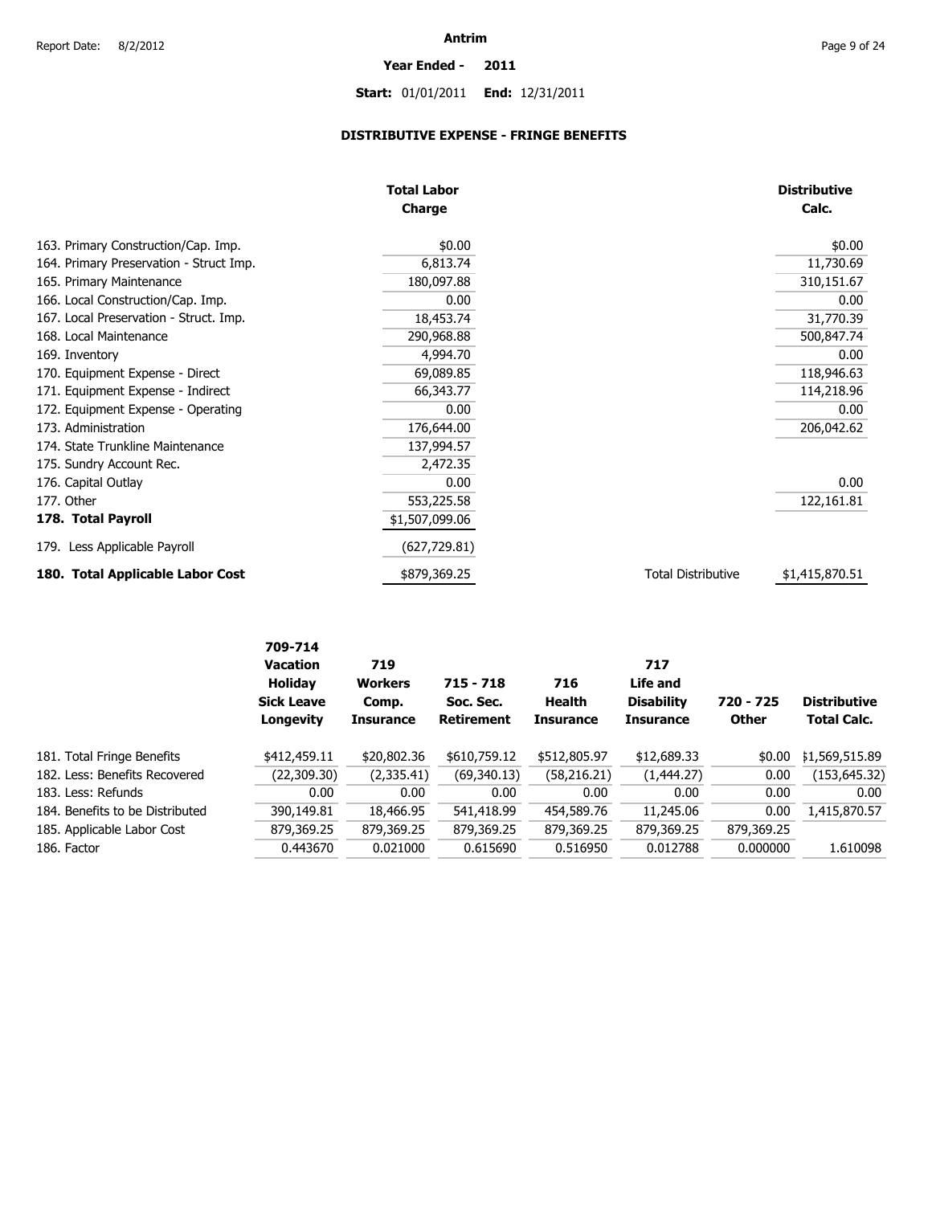**Antrim**

**Year Ended - 2011**

**Start:** 01/01/2011 **End:** 12/31/2011

## DISTRIBUTIVE EXPENSE - FRINGE BENEFITS

| | Total Labor Charge | | Distributive Calc. |
|---|---|---|---|
| 163. Primary Construction/Cap. Imp. | $0.00 | | $0.00 |
| 164. Primary Preservation - Struct Imp. | 6,813.74 | | 11,730.69 |
| 165. Primary Maintenance | 180,097.88 | | 310,151.67 |
| 166. Local Construction/Cap. Imp. | 0.00 | | 0.00 |
| 167. Local Preservation - Struct. Imp. | 18,453.74 | | 31,770.39 |
| 168. Local Maintenance | 290,968.88 | | 500,847.74 |
| 169. Inventory | 4,994.70 | | 0.00 |
| 170. Equipment Expense - Direct | 69,089.85 | | 118,946.63 |
| 171. Equipment Expense - Indirect | 66,343.77 | | 114,218.96 |
| 172. Equipment Expense - Operating | 0.00 | | 0.00 |
| 173. Administration | 176,644.00 | | 206,042.62 |
| 174. State Trunkline Maintenance | 137,994.57 | | |
| 175. Sundry Account Rec. | 2,472.35 | | |
| 176. Capital Outlay | 0.00 | | 0.00 |
| 177. Other | 553,225.58 | | 122,161.81 |
| **178. Total Payroll** | $1,507,099.06 | | |
| 179. Less Applicable Payroll | (627,729.81) | | |
| **180. Total Applicable Labor Cost** | $879,369.25 | Total Distributive | $1,415,870.51 |

| | 709-714 Vacation Holiday Sick Leave Longevity | 719 Workers Comp. Insurance | 715 - 718 Soc. Sec. Retirement | 716 Health Insurance | 717 Life and Disability Insurance | 720 - 725 Other | Distributive Total Calc. |
|---|---|---|---|---|---|---|---|
| 181. Total Fringe Benefits | $412,459.11 | $20,802.36 | $610,759.12 | $512,805.97 | $12,689.33 | $0.00 | $1,569,515.89 |
| 182. Less: Benefits Recovered | (22,309.30) | (2,335.41) | (69,340.13) | (58,216.21) | (1,444.27) | 0.00 | (153,645.32) |
| 183. Less: Refunds | 0.00 | 0.00 | 0.00 | 0.00 | 0.00 | 0.00 | 0.00 |
| 184. Benefits to be Distributed | 390,149.81 | 18,466.95 | 541,418.99 | 454,589.76 | 11,245.06 | 0.00 | 1,415,870.57 |
| 185. Applicable Labor Cost | 879,369.25 | 879,369.25 | 879,369.25 | 879,369.25 | 879,369.25 | 879,369.25 | |
| 186. Factor | 0.443670 | 0.021000 | 0.615690 | 0.516950 | 0.012788 | 0.000000 | 1.610098 |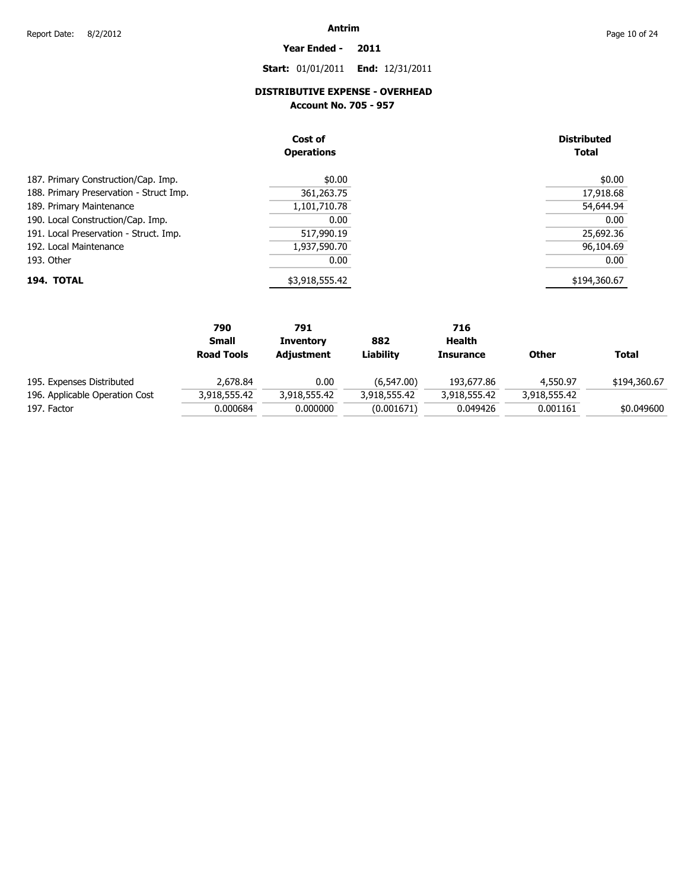**Antrim**

**Year Ended - 2011**

**Start:** 01/01/2011 **End:** 12/31/2011

## DISTRIBUTIVE EXPENSE - OVERHEAD

### Account No. 705 - 957

| | Cost of Operations | Distributed Total |
|---|---|---|
| 187. Primary Construction/Cap. Imp. | $0.00 | $0.00 |
| 188. Primary Preservation - Struct Imp. | 361,263.75 | 17,918.68 |
| 189. Primary Maintenance | 1,101,710.78 | 54,644.94 |
| 190. Local Construction/Cap. Imp. | 0.00 | 0.00 |
| 191. Local Preservation - Struct. Imp. | 517,990.19 | 25,692.36 |
| 192. Local Maintenance | 1,937,590.70 | 96,104.69 |
| 193. Other | 0.00 | 0.00 |
| **194. TOTAL** | $3,918,555.42 | $194,360.67 |

| | 790 Small Road Tools | 791 Inventory Adjustment | 882 Liability | 716 Health Insurance | Other | Total |
|---|---|---|---|---|---|---|
| 195. Expenses Distributed | 2,678.84 | 0.00 | (6,547.00) | 193,677.86 | 4,550.97 | $194,360.67 |
| 196. Applicable Operation Cost | 3,918,555.42 | 3,918,555.42 | 3,918,555.42 | 3,918,555.42 | 3,918,555.42 | |
| 197. Factor | 0.000684 | 0.000000 | (0.001671) | 0.049426 | 0.001161 | $0.049600 |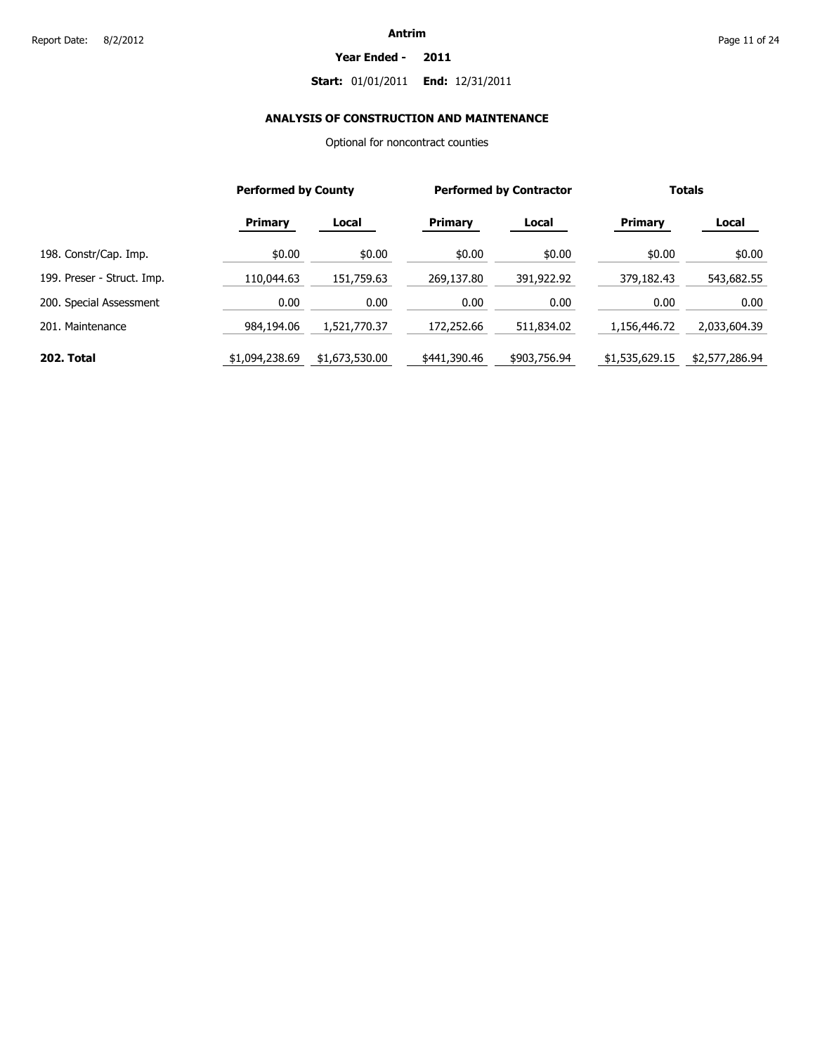**Antrim**

**Year Ended - 2011**

**Start:** 01/01/2011 **End:** 12/31/2011

## ANALYSIS OF CONSTRUCTION AND MAINTENANCE

Optional for noncontract counties

| | Performed by County | | Performed by Contractor | | Totals | |
|---|---|---|---|---|---|---|
| | **Primary** | **Local** | **Primary** | **Local** | **Primary** | **Local** |
| 198. Constr/Cap. Imp. | $0.00 | $0.00 | $0.00 | $0.00 | $0.00 | $0.00 |
| 199. Preser - Struct. Imp. | 110,044.63 | 151,759.63 | 269,137.80 | 391,922.92 | 379,182.43 | 543,682.55 |
| 200. Special Assessment | 0.00 | 0.00 | 0.00 | 0.00 | 0.00 | 0.00 |
| 201. Maintenance | 984,194.06 | 1,521,770.37 | 172,252.66 | 511,834.02 | 1,156,446.72 | 2,033,604.39 |
| **202. Total** | $1,094,238.69 | $1,673,530.00 | $441,390.46 | $903,756.94 | $1,535,629.15 | $2,577,286.94 |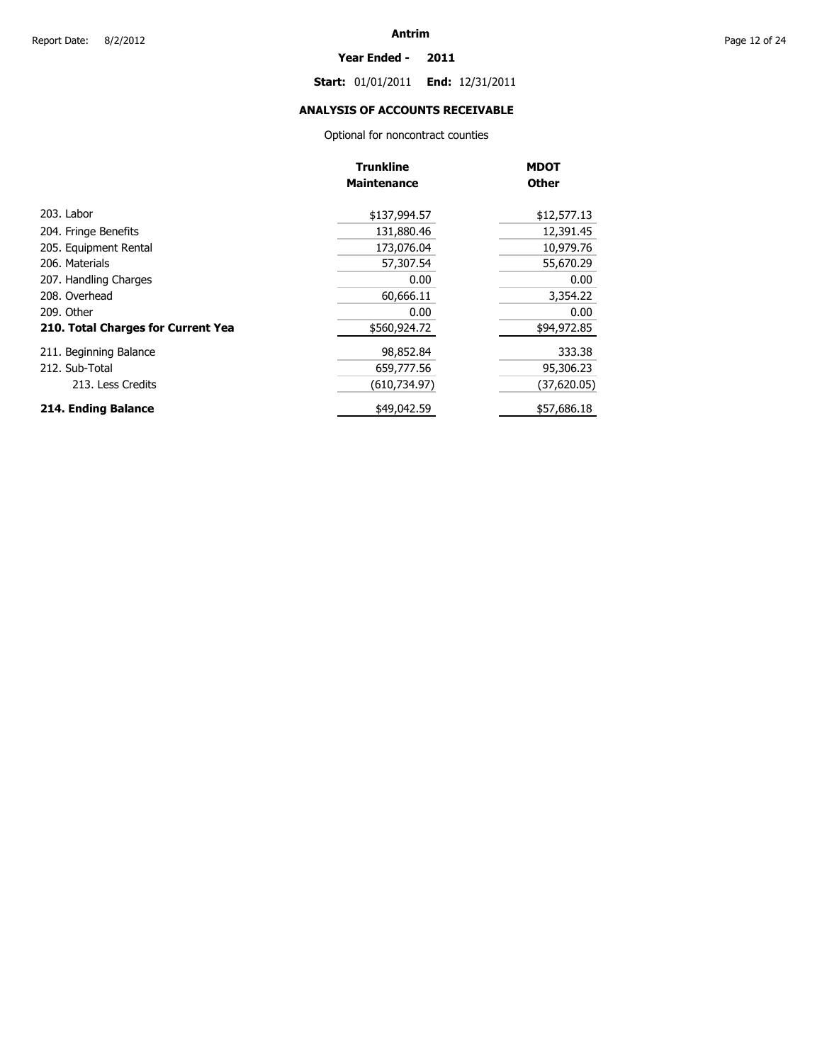**Antrim**

**Year Ended - 2011**

**Start:** 01/01/2011 **End:** 12/31/2011

## ANALYSIS OF ACCOUNTS RECEIVABLE

Optional for noncontract counties

| | Trunkline Maintenance | MDOT Other |
|---|---|---|
| 203. Labor | $137,994.57 | $12,577.13 |
| 204. Fringe Benefits | 131,880.46 | 12,391.45 |
| 205. Equipment Rental | 173,076.04 | 10,979.76 |
| 206. Materials | 57,307.54 | 55,670.29 |
| 207. Handling Charges | 0.00 | 0.00 |
| 208. Overhead | 60,666.11 | 3,354.22 |
| 209. Other | 0.00 | 0.00 |
| **210. Total Charges for Current Yea** | $560,924.72 | $94,972.85 |
| 211. Beginning Balance | 98,852.84 | 333.38 |
| 212. Sub-Total | 659,777.56 | 95,306.23 |
| 213. Less Credits | (610,734.97) | (37,620.05) |
| **214. Ending Balance** | $49,042.59 | $57,686.18 |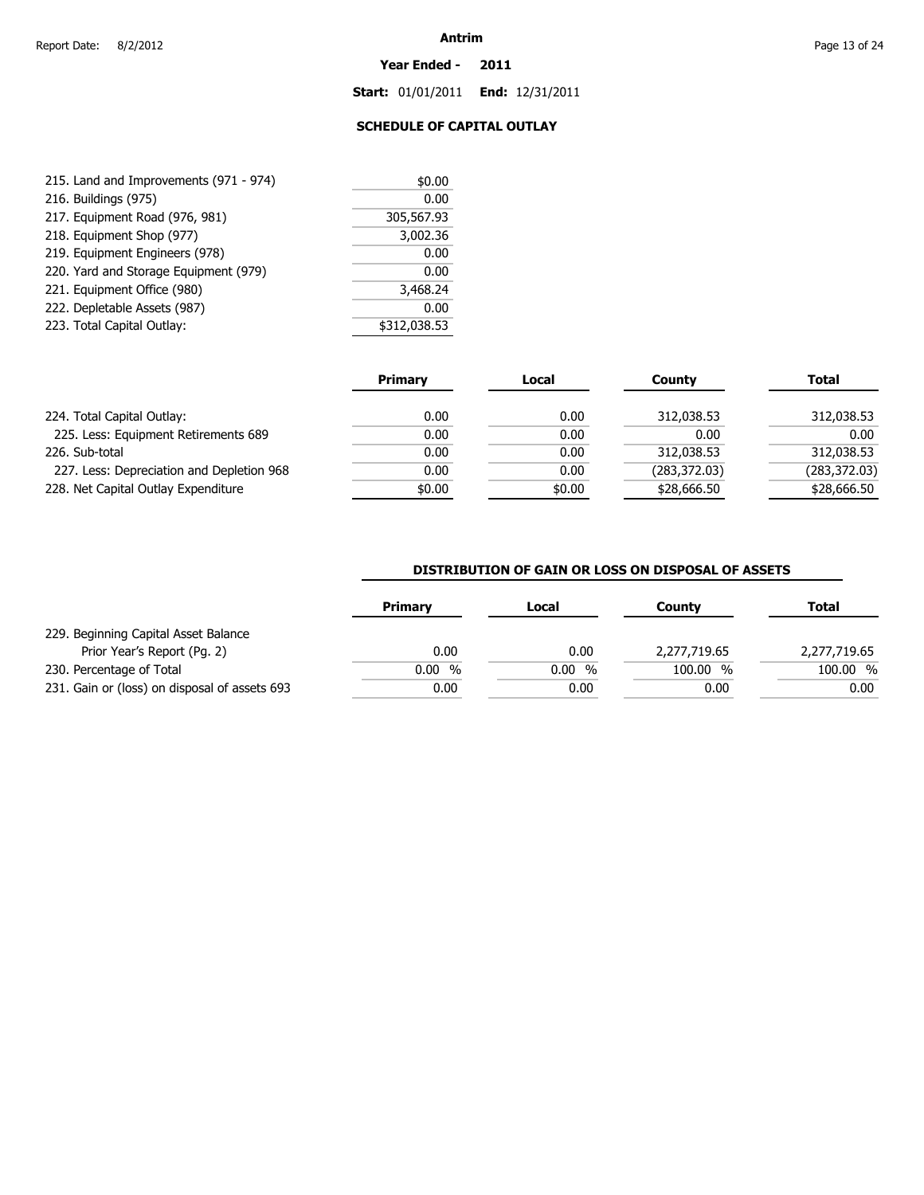# Antrim

**Year Ended - 2011**

**Start:** 01/01/2011 **End:** 12/31/2011

## SCHEDULE OF CAPITAL OUTLAY

| | |
|---|---|
| 215. Land and Improvements (971 - 974) | $0.00 |
| 216. Buildings (975) | 0.00 |
| 217. Equipment Road (976, 981) | 305,567.93 |
| 218. Equipment Shop (977) | 3,002.36 |
| 219. Equipment Engineers (978) | 0.00 |
| 220. Yard and Storage Equipment (979) | 0.00 |
| 221. Equipment Office (980) | 3,468.24 |
| 222. Depletable Assets (987) | 0.00 |
| 223. Total Capital Outlay: | $312,038.53 |

| | Primary | Local | County | Total |
|---|---|---|---|---|
| 224. Total Capital Outlay: | 0.00 | 0.00 | 312,038.53 | 312,038.53 |
| 225. Less: Equipment Retirements 689 | 0.00 | 0.00 | 0.00 | 0.00 |
| 226. Sub-total | 0.00 | 0.00 | 312,038.53 | 312,038.53 |
| 227. Less: Depreciation and Depletion 968 | 0.00 | 0.00 | (283,372.03) | (283,372.03) |
| 228. Net Capital Outlay Expenditure | $0.00 | $0.00 | $28,666.50 | $28,666.50 |

## DISTRIBUTION OF GAIN OR LOSS ON DISPOSAL OF ASSETS

| | Primary | Local | County | Total |
|---|---|---|---|---|
| 229. Beginning Capital Asset Balance Prior Year's Report (Pg. 2) | 0.00 | 0.00 | 2,277,719.65 | 2,277,719.65 |
| 230. Percentage of Total | 0.00 % | 0.00 % | 100.00 % | 100.00 % |
| 231. Gain or (loss) on disposal of assets 693 | 0.00 | 0.00 | 0.00 | 0.00 |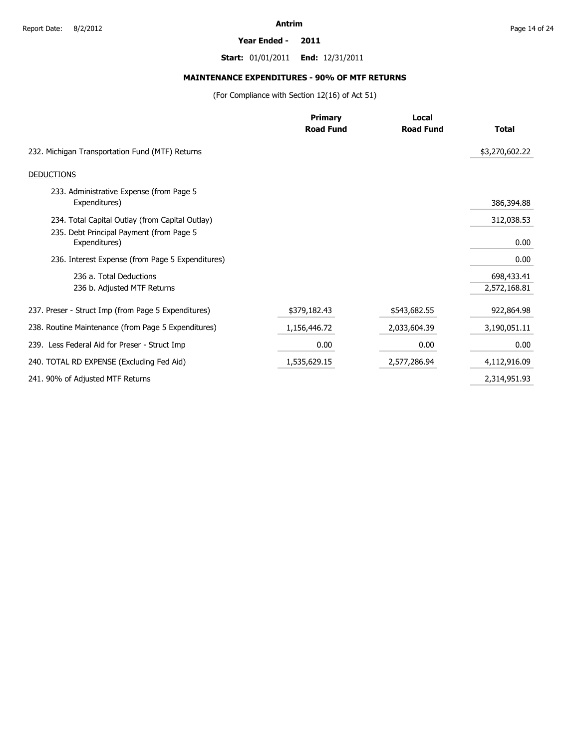**Antrim**

**Year Ended - 2011**

**Start:** 01/01/2011 **End:** 12/31/2011

## MAINTENANCE EXPENDITURES - 90% OF MTF RETURNS

(For Compliance with Section 12(16) of Act 51)

| | Primary Road Fund | Local Road Fund | Total |
|---|---|---|---|
| 232. Michigan Transportation Fund (MTF) Returns | | | $3,270,602.22 |
| DEDUCTIONS | | | |
| 233. Administrative Expense (from Page 5 Expenditures) | | | 386,394.88 |
| 234. Total Capital Outlay (from Capital Outlay) | | | 312,038.53 |
| 235. Debt Principal Payment (from Page 5 Expenditures) | | | 0.00 |
| 236. Interest Expense (from Page 5 Expenditures) | | | 0.00 |
| 236 a. Total Deductions | | | 698,433.41 |
| 236 b. Adjusted MTF Returns | | | 2,572,168.81 |
| 237. Preser - Struct Imp (from Page 5 Expenditures) | $379,182.43 | $543,682.55 | 922,864.98 |
| 238. Routine Maintenance (from Page 5 Expenditures) | 1,156,446.72 | 2,033,604.39 | 3,190,051.11 |
| 239. Less Federal Aid for Preser - Struct Imp | 0.00 | 0.00 | 0.00 |
| 240. TOTAL RD EXPENSE (Excluding Fed Aid) | 1,535,629.15 | 2,577,286.94 | 4,112,916.09 |
| 241. 90% of Adjusted MTF Returns | | | 2,314,951.93 |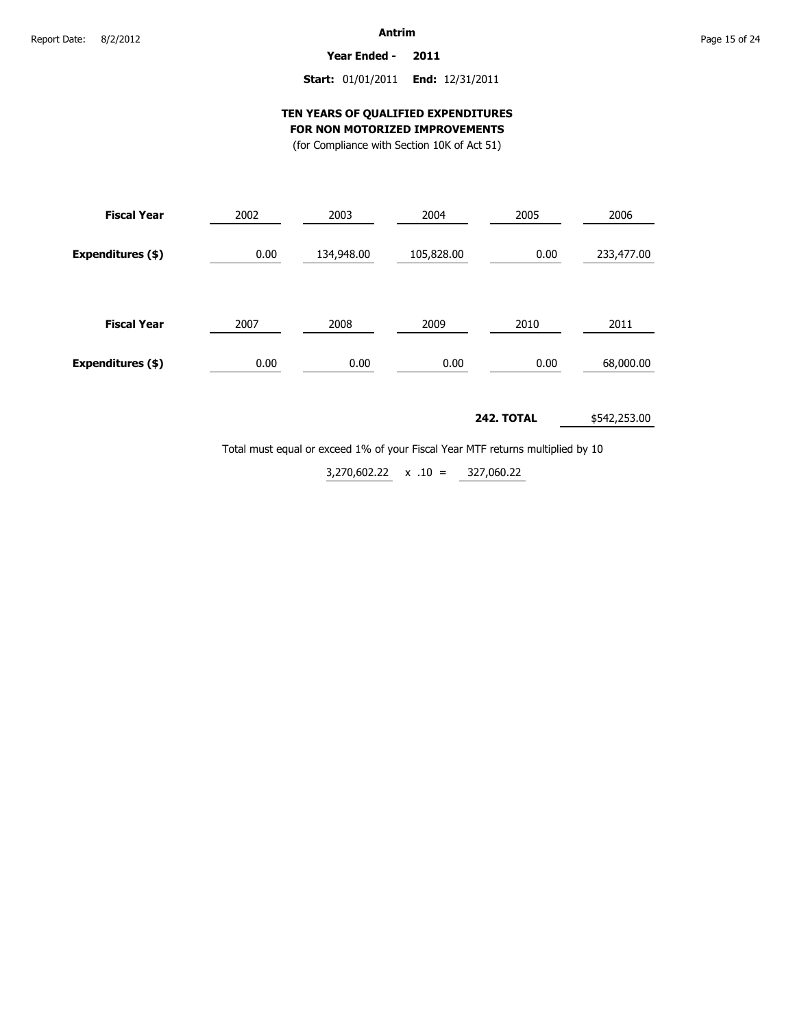**Antrim**

**Year Ended - 2011**

**Start:** 01/01/2011 **End:** 12/31/2011

## TEN YEARS OF QUALIFIED EXPENDITURES FOR NON MOTORIZED IMPROVEMENTS

(for Compliance with Section 10K of Act 51)

| **Fiscal Year** | 2002 | 2003 | 2004 | 2005 | 2006 |
|---|---|---|---|---|---|
| **Expenditures ($)** | 0.00 | 134,948.00 | 105,828.00 | 0.00 | 233,477.00 |

| **Fiscal Year** | 2007 | 2008 | 2009 | 2010 | 2011 |
|---|---|---|---|---|---|
| **Expenditures ($)** | 0.00 | 0.00 | 0.00 | 0.00 | 68,000.00 |

**242. TOTAL** $542,253.00

Total must equal or exceed 1% of your Fiscal Year MTF returns multiplied by 10

3,270,602.22 x .10 = 327,060.22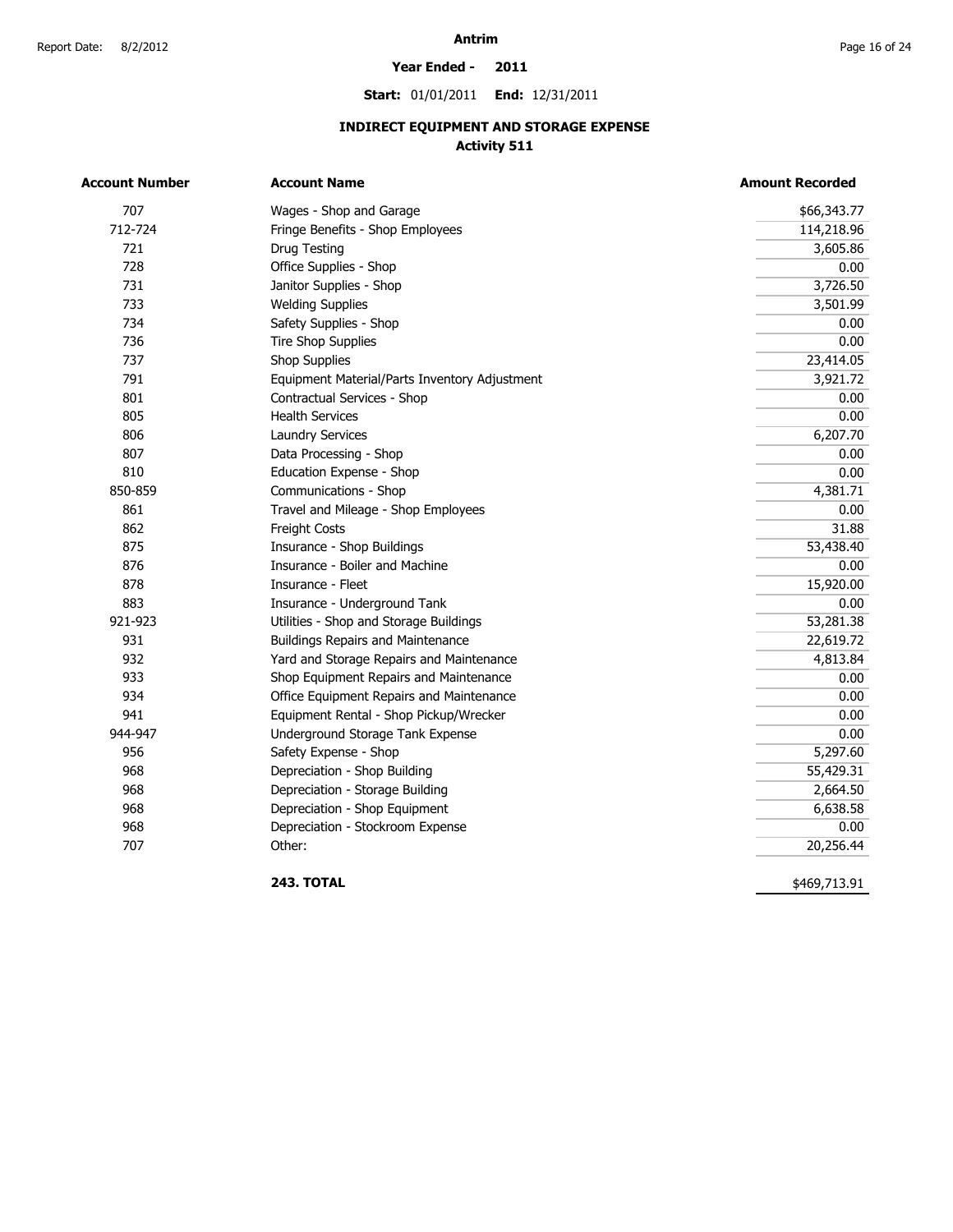# Antrim

**Year Ended - 2011**

**Start:** 01/01/2011 **End:** 12/31/2011

## INDIRECT EQUIPMENT AND STORAGE EXPENSE
### Activity 511

| Account Number | Account Name | Amount Recorded |
|---|---|---|
| 707 | Wages - Shop and Garage | $66,343.77 |
| 712-724 | Fringe Benefits - Shop Employees | 114,218.96 |
| 721 | Drug Testing | 3,605.86 |
| 728 | Office Supplies - Shop | 0.00 |
| 731 | Janitor Supplies - Shop | 3,726.50 |
| 733 | Welding Supplies | 3,501.99 |
| 734 | Safety Supplies - Shop | 0.00 |
| 736 | Tire Shop Supplies | 0.00 |
| 737 | Shop Supplies | 23,414.05 |
| 791 | Equipment Material/Parts Inventory Adjustment | 3,921.72 |
| 801 | Contractual Services - Shop | 0.00 |
| 805 | Health Services | 0.00 |
| 806 | Laundry Services | 6,207.70 |
| 807 | Data Processing - Shop | 0.00 |
| 810 | Education Expense - Shop | 0.00 |
| 850-859 | Communications - Shop | 4,381.71 |
| 861 | Travel and Mileage - Shop Employees | 0.00 |
| 862 | Freight Costs | 31.88 |
| 875 | Insurance - Shop Buildings | 53,438.40 |
| 876 | Insurance - Boiler and Machine | 0.00 |
| 878 | Insurance - Fleet | 15,920.00 |
| 883 | Insurance - Underground Tank | 0.00 |
| 921-923 | Utilities - Shop and Storage Buildings | 53,281.38 |
| 931 | Buildings Repairs and Maintenance | 22,619.72 |
| 932 | Yard and Storage Repairs and Maintenance | 4,813.84 |
| 933 | Shop Equipment Repairs and Maintenance | 0.00 |
| 934 | Office Equipment Repairs and Maintenance | 0.00 |
| 941 | Equipment Rental - Shop Pickup/Wrecker | 0.00 |
| 944-947 | Underground Storage Tank Expense | 0.00 |
| 956 | Safety Expense - Shop | 5,297.60 |
| 968 | Depreciation - Shop Building | 55,429.31 |
| 968 | Depreciation - Storage Building | 2,664.50 |
| 968 | Depreciation - Shop Equipment | 6,638.58 |
| 968 | Depreciation - Stockroom Expense | 0.00 |
| 707 | Other: | 20,256.44 |
| | **243. TOTAL** | $469,713.91 |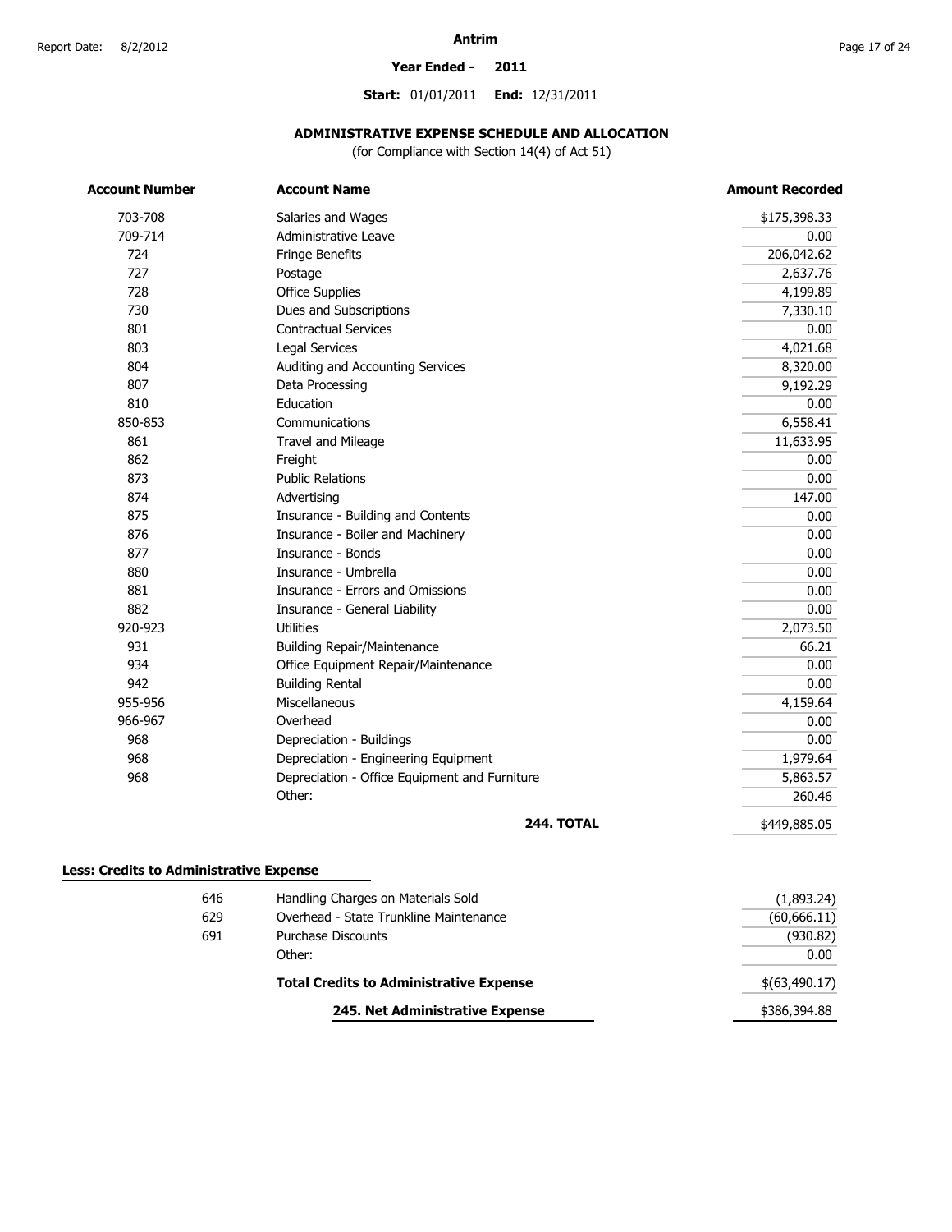**Antrim**

**Year Ended - 2011**

**Start:** 01/01/2011 **End:** 12/31/2011

## ADMINISTRATIVE EXPENSE SCHEDULE AND ALLOCATION

(for Compliance with Section 14(4) of Act 51)

| Account Number | Account Name | Amount Recorded |
|---|---|---|
| 703-708 | Salaries and Wages | $175,398.33 |
| 709-714 | Administrative Leave | 0.00 |
| 724 | Fringe Benefits | 206,042.62 |
| 727 | Postage | 2,637.76 |
| 728 | Office Supplies | 4,199.89 |
| 730 | Dues and Subscriptions | 7,330.10 |
| 801 | Contractual Services | 0.00 |
| 803 | Legal Services | 4,021.68 |
| 804 | Auditing and Accounting Services | 8,320.00 |
| 807 | Data Processing | 9,192.29 |
| 810 | Education | 0.00 |
| 850-853 | Communications | 6,558.41 |
| 861 | Travel and Mileage | 11,633.95 |
| 862 | Freight | 0.00 |
| 873 | Public Relations | 0.00 |
| 874 | Advertising | 147.00 |
| 875 | Insurance - Building and Contents | 0.00 |
| 876 | Insurance - Boiler and Machinery | 0.00 |
| 877 | Insurance - Bonds | 0.00 |
| 880 | Insurance - Umbrella | 0.00 |
| 881 | Insurance - Errors and Omissions | 0.00 |
| 882 | Insurance - General Liability | 0.00 |
| 920-923 | Utilities | 2,073.50 |
| 931 | Building Repair/Maintenance | 66.21 |
| 934 | Office Equipment Repair/Maintenance | 0.00 |
| 942 | Building Rental | 0.00 |
| 955-956 | Miscellaneous | 4,159.64 |
| 966-967 | Overhead | 0.00 |
| 968 | Depreciation - Buildings | 0.00 |
| 968 | Depreciation - Engineering Equipment | 1,979.64 |
| 968 | Depreciation - Office Equipment and Furniture | 5,863.57 |
| | Other: | 260.46 |
| | **244. TOTAL** | $449,885.05 |

**Less: Credits to Administrative Expense**

| Account Number | Account Name | Amount Recorded |
|---|---|---|
| 646 | Handling Charges on Materials Sold | (1,893.24) |
| 629 | Overhead - State Trunkline Maintenance | (60,666.11) |
| 691 | Purchase Discounts | (930.82) |
| | Other: | 0.00 |
| | **Total Credits to Administrative Expense** | $(63,490.17) |
| | **245. Net Administrative Expense** | $386,394.88 |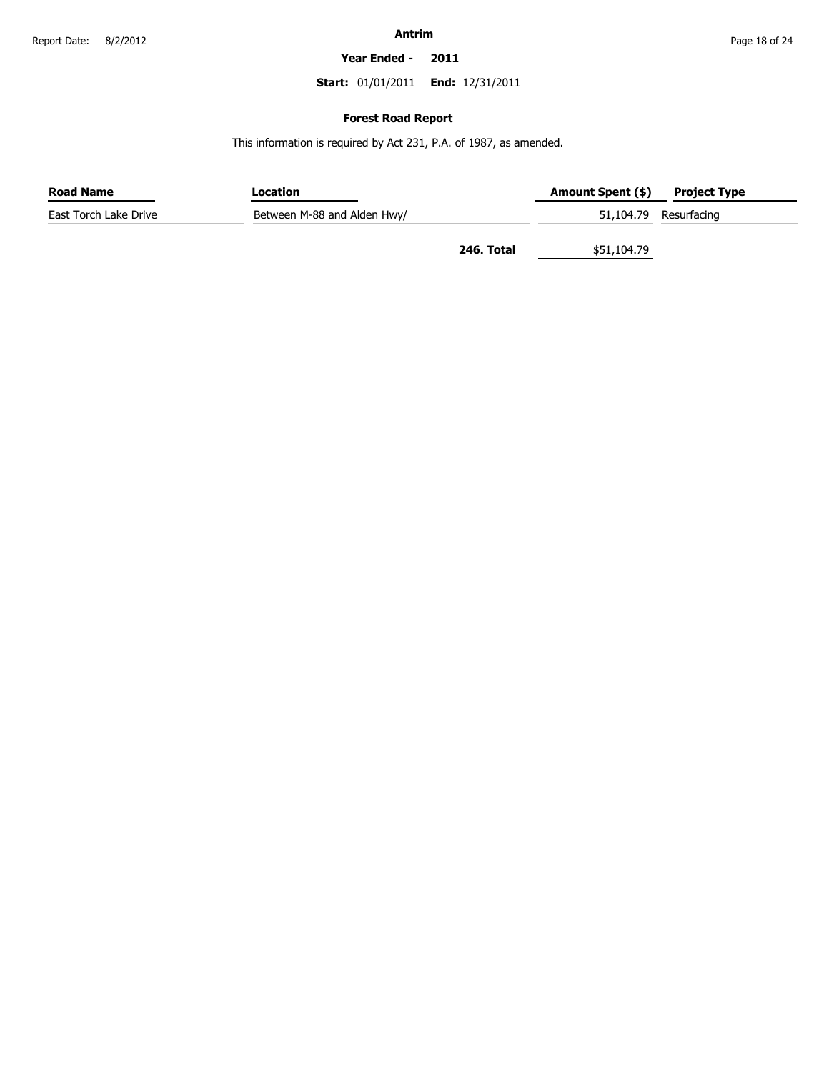**Antrim**

**Year Ended - 2011**

**Start:** 01/01/2011 **End:** 12/31/2011

## Forest Road Report

This information is required by Act 231, P.A. of 1987, as amended.

| Road Name | Location | Amount Spent ($) | Project Type |
|---|---|---|---|
| East Torch Lake Drive | Between M-88 and Alden Hwy/ | 51,104.79 | Resurfacing |
| | **246. Total** | $51,104.79 | |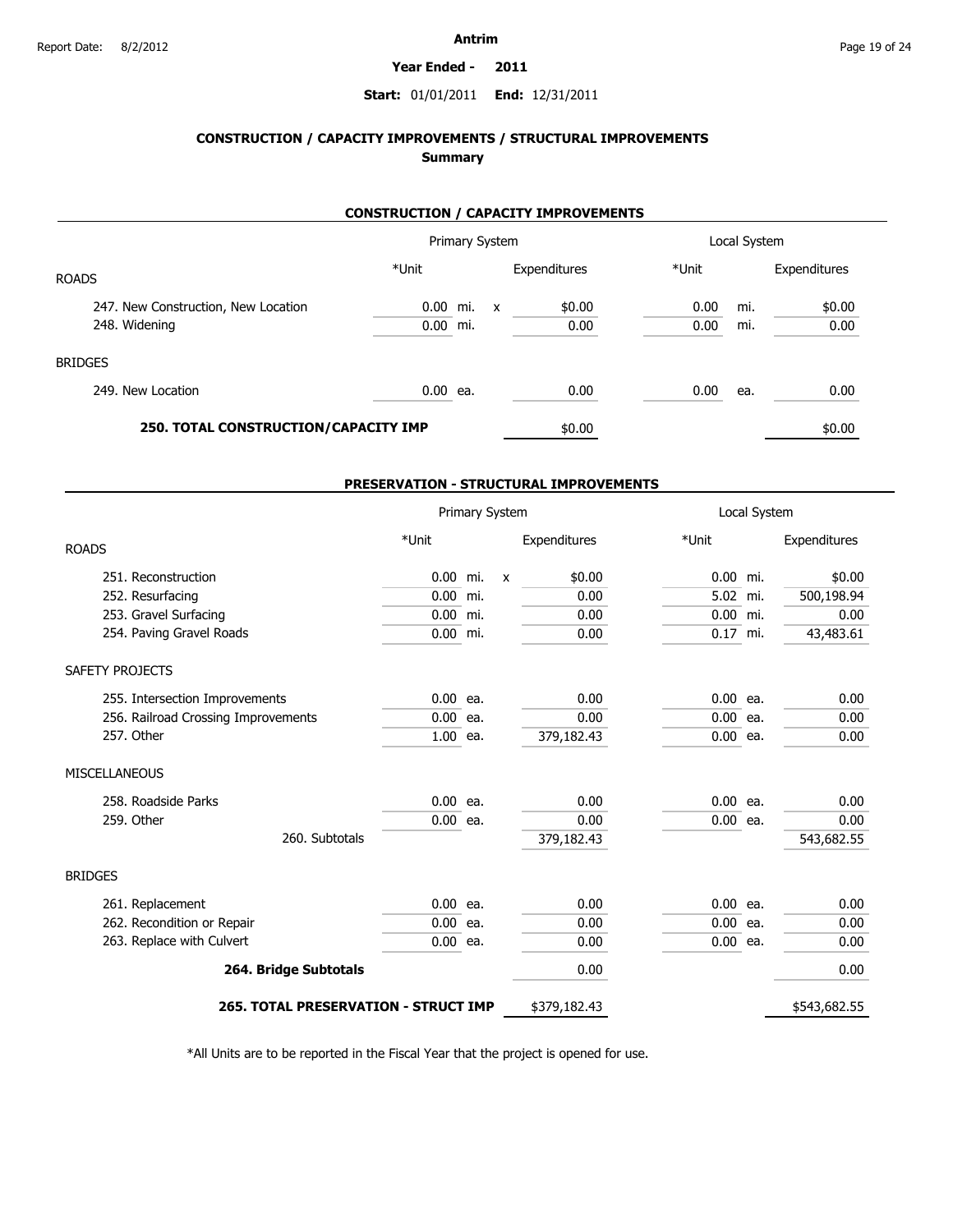**Antrim**

**Year Ended - 2011**

**Start:** 01/01/2011 **End:** 12/31/2011

## CONSTRUCTION / CAPACITY IMPROVEMENTS / STRUCTURAL IMPROVEMENTS
### Summary

### CONSTRUCTION / CAPACITY IMPROVEMENTS

| | Primary System | | | | Local System | | |
|---|---|---|---|---|---|---|---|
| ROADS | *Unit | | | Expenditures | *Unit | | Expenditures |
| 247. New Construction, New Location | 0.00 | mi. | x | $0.00 | 0.00 | mi. | $0.00 |
| 248. Widening | 0.00 | mi. | | 0.00 | 0.00 | mi. | 0.00 |
| BRIDGES | | | | | | | |
| 249. New Location | 0.00 | ea. | | 0.00 | 0.00 | ea. | 0.00 |
| **250. TOTAL CONSTRUCTION/CAPACITY IMP** | | | | $0.00 | | | $0.00 |

### PRESERVATION - STRUCTURAL IMPROVEMENTS

| | Primary System | | | | Local System | | |
|---|---|---|---|---|---|---|---|
| ROADS | *Unit | | | Expenditures | *Unit | | Expenditures |
| 251. Reconstruction | 0.00 | mi. | x | $0.00 | 0.00 | mi. | $0.00 |
| 252. Resurfacing | 0.00 | mi. | | 0.00 | 5.02 | mi. | 500,198.94 |
| 253. Gravel Surfacing | 0.00 | mi. | | 0.00 | 0.00 | mi. | 0.00 |
| 254. Paving Gravel Roads | 0.00 | mi. | | 0.00 | 0.17 | mi. | 43,483.61 |
| SAFETY PROJECTS | | | | | | | |
| 255. Intersection Improvements | 0.00 | ea. | | 0.00 | 0.00 | ea. | 0.00 |
| 256. Railroad Crossing Improvements | 0.00 | ea. | | 0.00 | 0.00 | ea. | 0.00 |
| 257. Other | 1.00 | ea. | | 379,182.43 | 0.00 | ea. | 0.00 |
| MISCELLANEOUS | | | | | | | |
| 258. Roadside Parks | 0.00 | ea. | | 0.00 | 0.00 | ea. | 0.00 |
| 259. Other | 0.00 | ea. | | 0.00 | 0.00 | ea. | 0.00 |
| 260. Subtotals | | | | 379,182.43 | | | 543,682.55 |
| BRIDGES | | | | | | | |
| 261. Replacement | 0.00 | ea. | | 0.00 | 0.00 | ea. | 0.00 |
| 262. Recondition or Repair | 0.00 | ea. | | 0.00 | 0.00 | ea. | 0.00 |
| 263. Replace with Culvert | 0.00 | ea. | | 0.00 | 0.00 | ea. | 0.00 |
| **264. Bridge Subtotals** | | | | 0.00 | | | 0.00 |
| **265. TOTAL PRESERVATION - STRUCT IMP** | | | | $379,182.43 | | | $543,682.55 |

*All Units are to be reported in the Fiscal Year that the project is opened for use.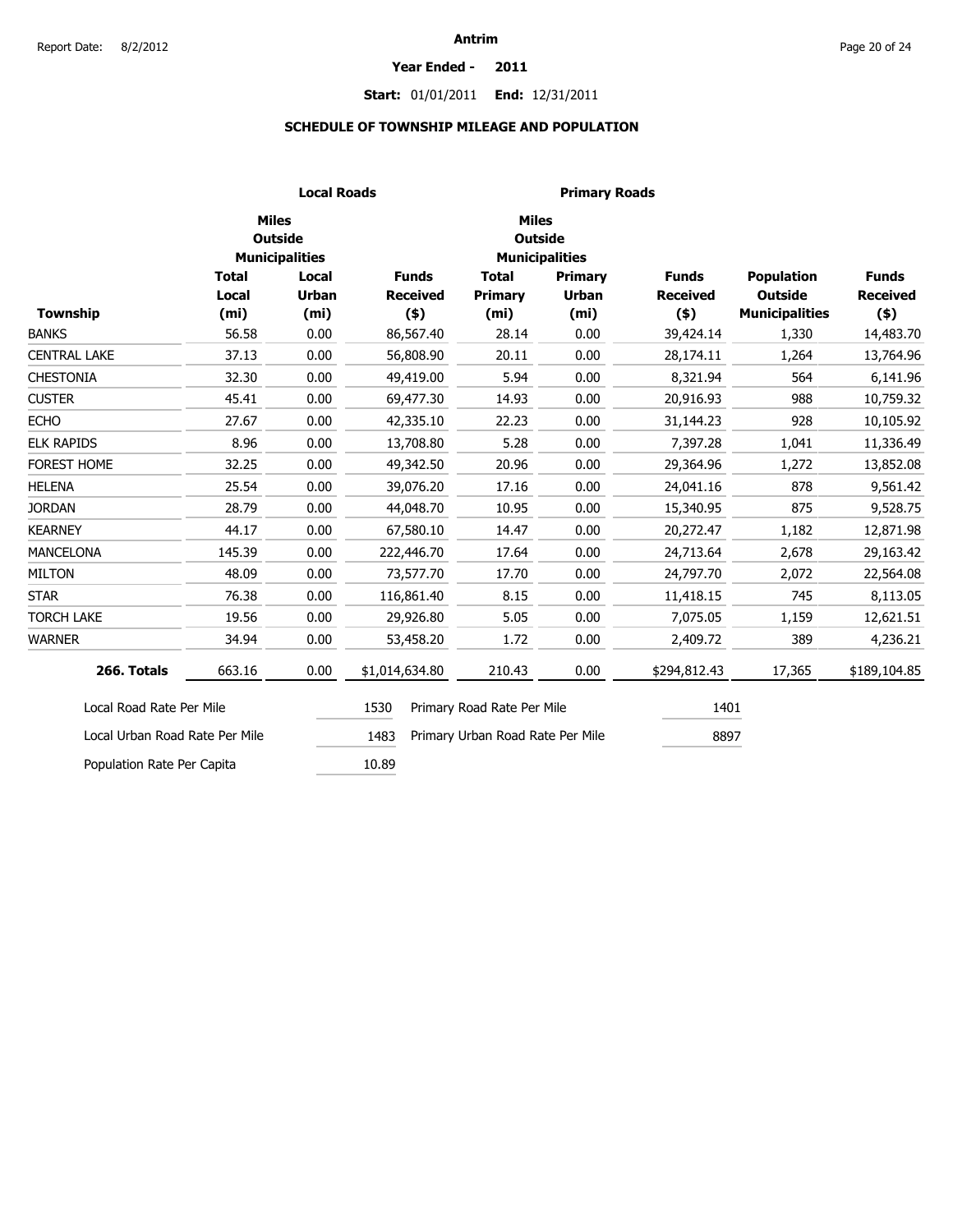**Antrim**

**Year Ended - 2011**

**Start:** 01/01/2011 **End:** 12/31/2011

## SCHEDULE OF TOWNSHIP MILEAGE AND POPULATION

| | Local Roads | | | Primary Roads | | | | |
|---|---|---|---|---|---|---|---|---|
| | Miles Outside Municipalities | | | Miles Outside Municipalities | | | | |
| **Township** | **Total Local (mi)** | **Local Urban (mi)** | **Funds Received ($)** | **Total Primary (mi)** | **Primary Urban (mi)** | **Funds Received ($)** | **Population Outside Municipalities** | **Funds Received ($)** |
| BANKS | 56.58 | 0.00 | 86,567.40 | 28.14 | 0.00 | 39,424.14 | 1,330 | 14,483.70 |
| CENTRAL LAKE | 37.13 | 0.00 | 56,808.90 | 20.11 | 0.00 | 28,174.11 | 1,264 | 13,764.96 |
| CHESTONIA | 32.30 | 0.00 | 49,419.00 | 5.94 | 0.00 | 8,321.94 | 564 | 6,141.96 |
| CUSTER | 45.41 | 0.00 | 69,477.30 | 14.93 | 0.00 | 20,916.93 | 988 | 10,759.32 |
| ECHO | 27.67 | 0.00 | 42,335.10 | 22.23 | 0.00 | 31,144.23 | 928 | 10,105.92 |
| ELK RAPIDS | 8.96 | 0.00 | 13,708.80 | 5.28 | 0.00 | 7,397.28 | 1,041 | 11,336.49 |
| FOREST HOME | 32.25 | 0.00 | 49,342.50 | 20.96 | 0.00 | 29,364.96 | 1,272 | 13,852.08 |
| HELENA | 25.54 | 0.00 | 39,076.20 | 17.16 | 0.00 | 24,041.16 | 878 | 9,561.42 |
| JORDAN | 28.79 | 0.00 | 44,048.70 | 10.95 | 0.00 | 15,340.95 | 875 | 9,528.75 |
| KEARNEY | 44.17 | 0.00 | 67,580.10 | 14.47 | 0.00 | 20,272.47 | 1,182 | 12,871.98 |
| MANCELONA | 145.39 | 0.00 | 222,446.70 | 17.64 | 0.00 | 24,713.64 | 2,678 | 29,163.42 |
| MILTON | 48.09 | 0.00 | 73,577.70 | 17.70 | 0.00 | 24,797.70 | 2,072 | 22,564.08 |
| STAR | 76.38 | 0.00 | 116,861.40 | 8.15 | 0.00 | 11,418.15 | 745 | 8,113.05 |
| TORCH LAKE | 19.56 | 0.00 | 29,926.80 | 5.05 | 0.00 | 7,075.05 | 1,159 | 12,621.51 |
| WARNER | 34.94 | 0.00 | 53,458.20 | 1.72 | 0.00 | 2,409.72 | 389 | 4,236.21 |
| **266. Totals** | 663.16 | 0.00 | $1,014,634.80 | 210.43 | 0.00 | $294,812.43 | 17,365 | $189,104.85 |

| | | | |
|---|---|---|---|
| Local Road Rate Per Mile | 1530 | Primary Road Rate Per Mile | 1401 |
| Local Urban Road Rate Per Mile | 1483 | Primary Urban Road Rate Per Mile | 8897 |
| Population Rate Per Capita | 10.89 | | |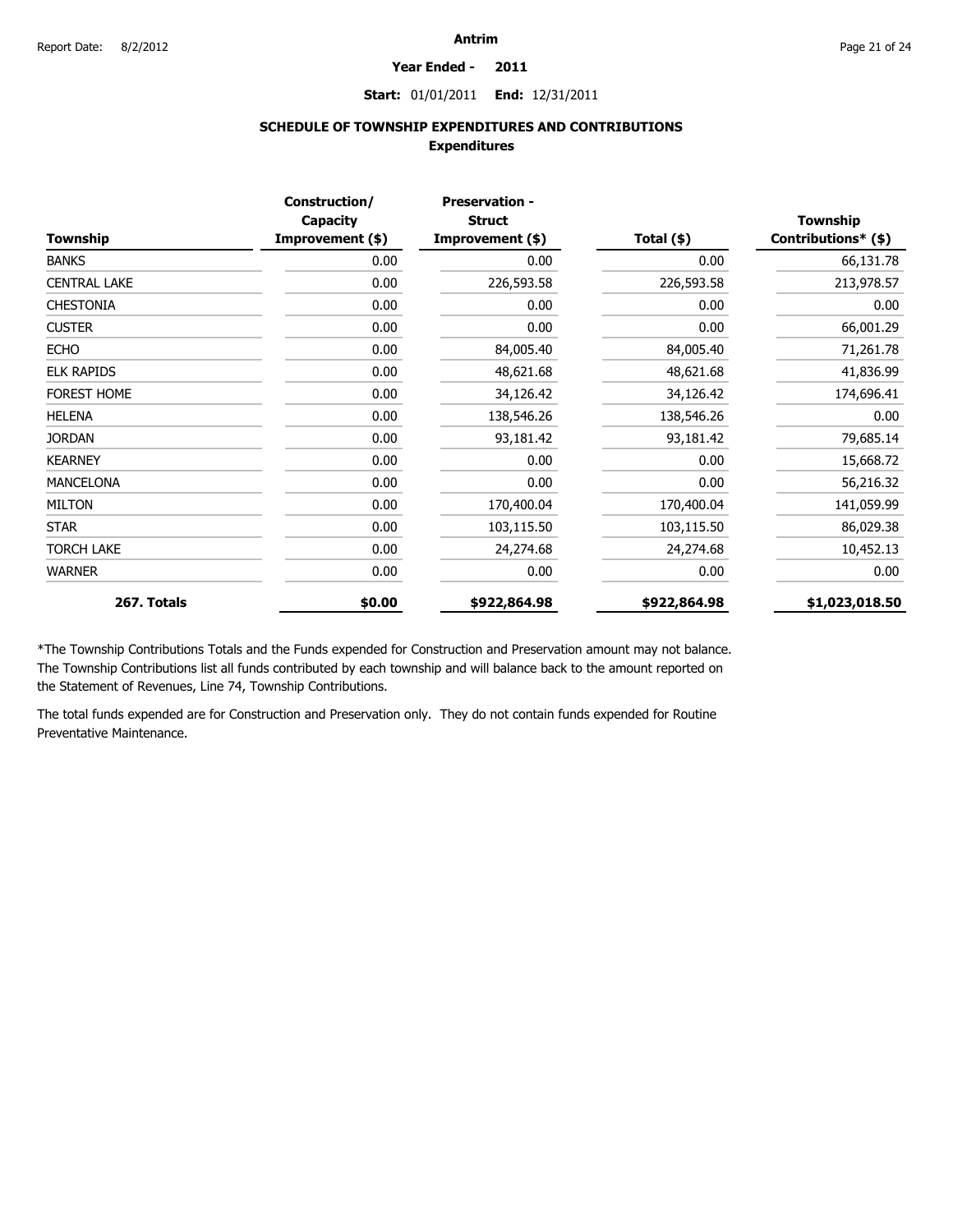Antrim

**Year Ended - 2011**

**Start:** 01/01/2011 **End:** 12/31/2011

## SCHEDULE OF TOWNSHIP EXPENDITURES AND CONTRIBUTIONS

### Expenditures

| Township | Construction/ Capacity Improvement ($) | Preservation - Struct Improvement ($) | Total ($) | Township Contributions* ($) |
|---|---|---|---|---|
| BANKS | 0.00 | 0.00 | 0.00 | 66,131.78 |
| CENTRAL LAKE | 0.00 | 226,593.58 | 226,593.58 | 213,978.57 |
| CHESTONIA | 0.00 | 0.00 | 0.00 | 0.00 |
| CUSTER | 0.00 | 0.00 | 0.00 | 66,001.29 |
| ECHO | 0.00 | 84,005.40 | 84,005.40 | 71,261.78 |
| ELK RAPIDS | 0.00 | 48,621.68 | 48,621.68 | 41,836.99 |
| FOREST HOME | 0.00 | 34,126.42 | 34,126.42 | 174,696.41 |
| HELENA | 0.00 | 138,546.26 | 138,546.26 | 0.00 |
| JORDAN | 0.00 | 93,181.42 | 93,181.42 | 79,685.14 |
| KEARNEY | 0.00 | 0.00 | 0.00 | 15,668.72 |
| MANCELONA | 0.00 | 0.00 | 0.00 | 56,216.32 |
| MILTON | 0.00 | 170,400.04 | 170,400.04 | 141,059.99 |
| STAR | 0.00 | 103,115.50 | 103,115.50 | 86,029.38 |
| TORCH LAKE | 0.00 | 24,274.68 | 24,274.68 | 10,452.13 |
| WARNER | 0.00 | 0.00 | 0.00 | 0.00 |
| **267. Totals** | **$0.00** | **$922,864.98** | **$922,864.98** | **$1,023,018.50** |

*The Township Contributions Totals and the Funds expended for Construction and Preservation amount may not balance. The Township Contributions list all funds contributed by each township and will balance back to the amount reported on the Statement of Revenues, Line 74, Township Contributions.

The total funds expended are for Construction and Preservation only. They do not contain funds expended for Routine Preventative Maintenance.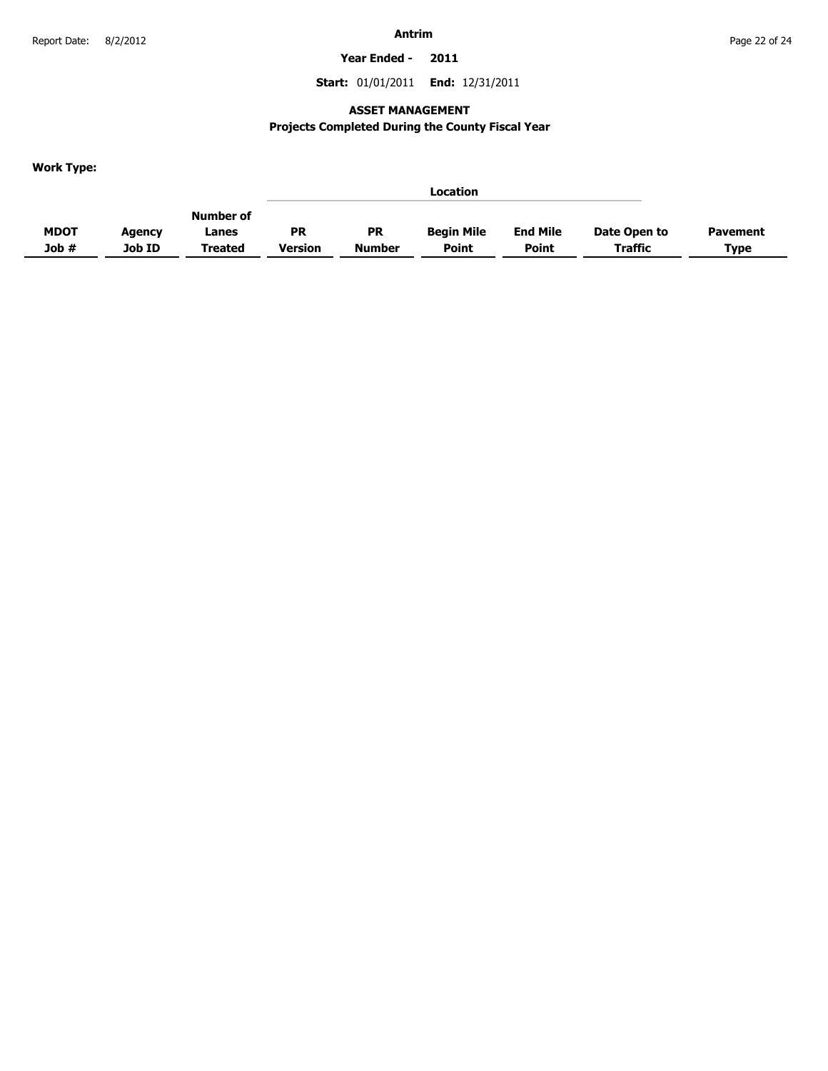**Antrim**

**Year Ended - 2011**

**Start:** 01/01/2011 **End:** 12/31/2011

## ASSET MANAGEMENT

### Projects Completed During the County Fiscal Year

**Work Type:**

| | | | Location | | | | | |
|---|---|---|---|---|---|---|---|---|
| **MDOT Job #** | **Agency Job ID** | **Number of Lanes Treated** | **PR Version** | **PR Number** | **Begin Mile Point** | **End Mile Point** | **Date Open to Traffic** | **Pavement Type** |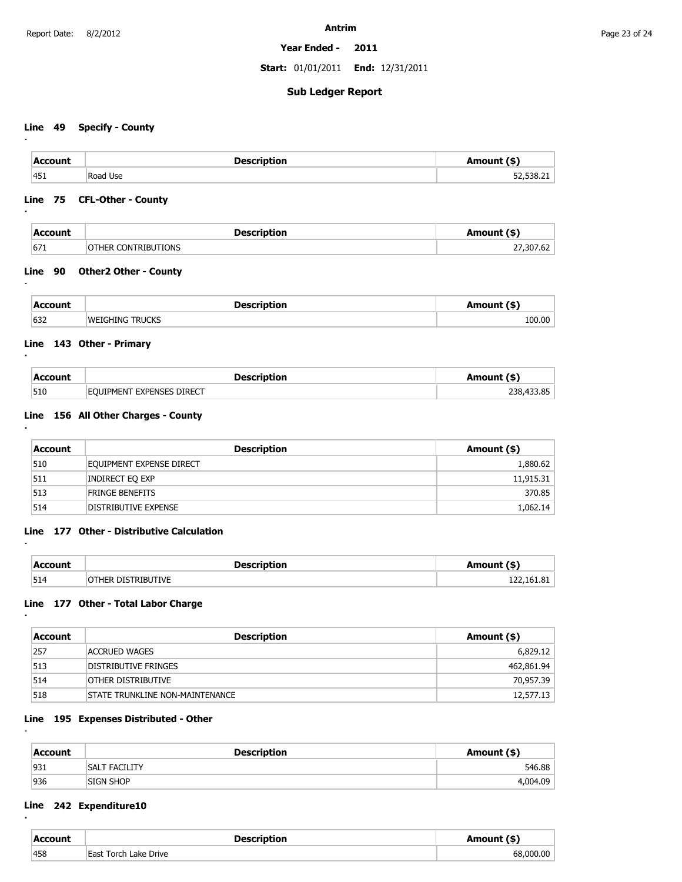# Antrim

**Year Ended - 2011**

**Start:** 01/01/2011 **End:** 12/31/2011

## Sub Ledger Report

### Line 49 Specify - County

| Account | Description | Amount ($) |
|---|---|---|
| 451 | Road Use | 52,538.21 |

### Line 75 CFL-Other - County

| Account | Description | Amount ($) |
|---|---|---|
| 671 | OTHER CONTRIBUTIONS | 27,307.62 |

### Line 90 Other2 Other - County

| Account | Description | Amount ($) |
|---|---|---|
| 632 | WEIGHING TRUCKS | 100.00 |

### Line 143 Other - Primary

| Account | Description | Amount ($) |
|---|---|---|
| 510 | EQUIPMENT EXPENSES DIRECT | 238,433.85 |

### Line 156 All Other Charges - County

| Account | Description | Amount ($) |
|---|---|---|
| 510 | EQUIPMENT EXPENSE DIRECT | 1,880.62 |
| 511 | INDIRECT EQ EXP | 11,915.31 |
| 513 | FRINGE BENEFITS | 370.85 |
| 514 | DISTRIBUTIVE EXPENSE | 1,062.14 |

### Line 177 Other - Distributive Calculation

| Account | Description | Amount ($) |
|---|---|---|
| 514 | OTHER DISTRIBUTIVE | 122,161.81 |

### Line 177 Other - Total Labor Charge

| Account | Description | Amount ($) |
|---|---|---|
| 257 | ACCRUED WAGES | 6,829.12 |
| 513 | DISTRIBUTIVE FRINGES | 462,861.94 |
| 514 | OTHER DISTRIBUTIVE | 70,957.39 |
| 518 | STATE TRUNKLINE NON-MAINTENANCE | 12,577.13 |

### Line 195 Expenses Distributed - Other

| Account | Description | Amount ($) |
|---|---|---|
| 931 | SALT FACILITY | 546.88 |
| 936 | SIGN SHOP | 4,004.09 |

### Line 242 Expenditure10

| Account | Description | Amount ($) |
|---|---|---|
| 458 | East Torch Lake Drive | 68,000.00 |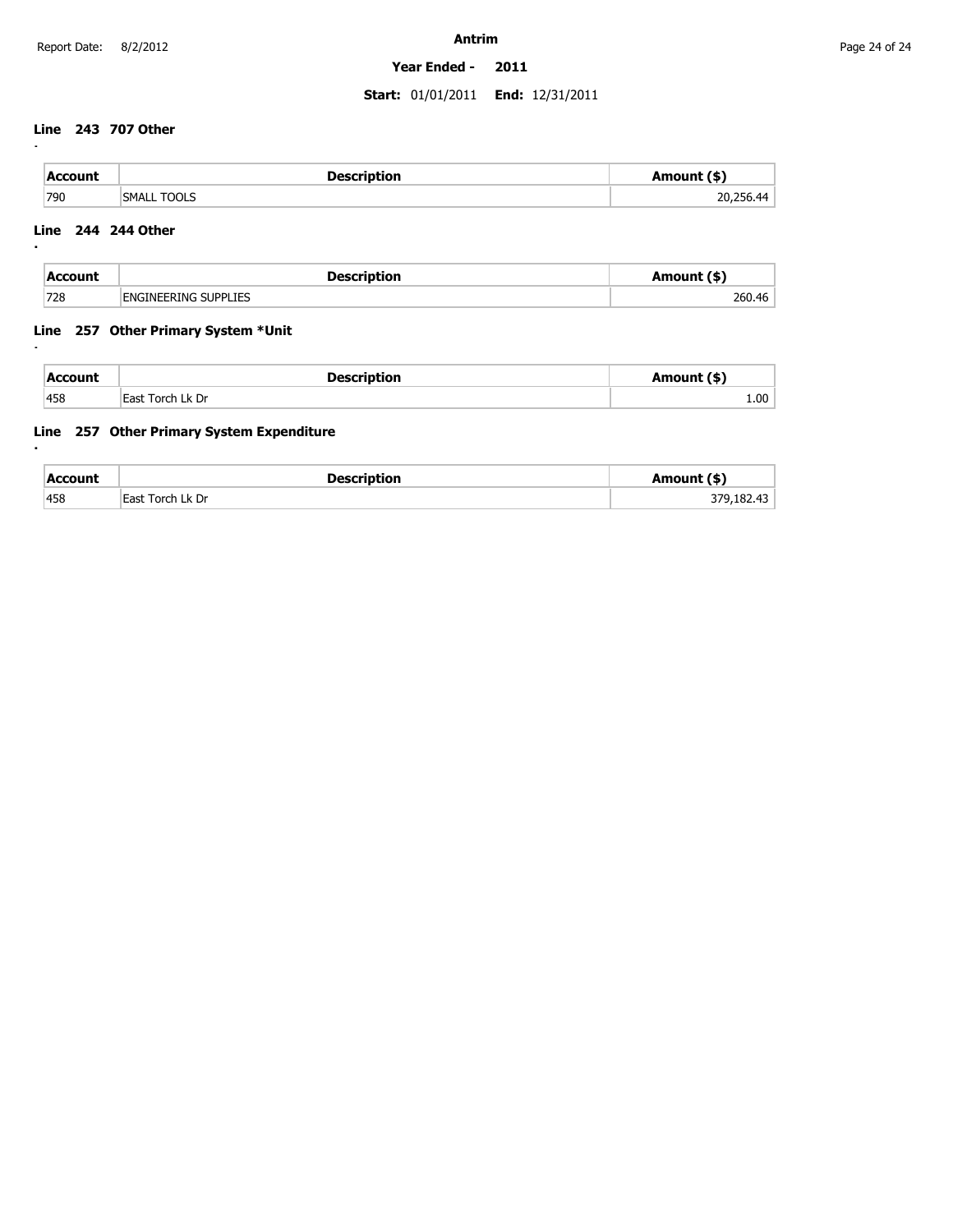#### Line 243 707 Other

| Account | Description | Amount ($) |
|---|---|---|
| 790 | SMALL TOOLS | 20,256.44 |

#### Line 244 244 Other

| Account | Description | Amount ($) |
|---|---|---|
| 728 | ENGINEERING SUPPLIES | 260.46 |

#### Line 257 Other Primary System *Unit

| Account | Description | Amount ($) |
|---|---|---|
| 458 | East Torch Lk Dr | 1.00 |

#### Line 257 Other Primary System Expenditure

| Account | Description | Amount ($) |
|---|---|---|
| 458 | East Torch Lk Dr | 379,182.43 |